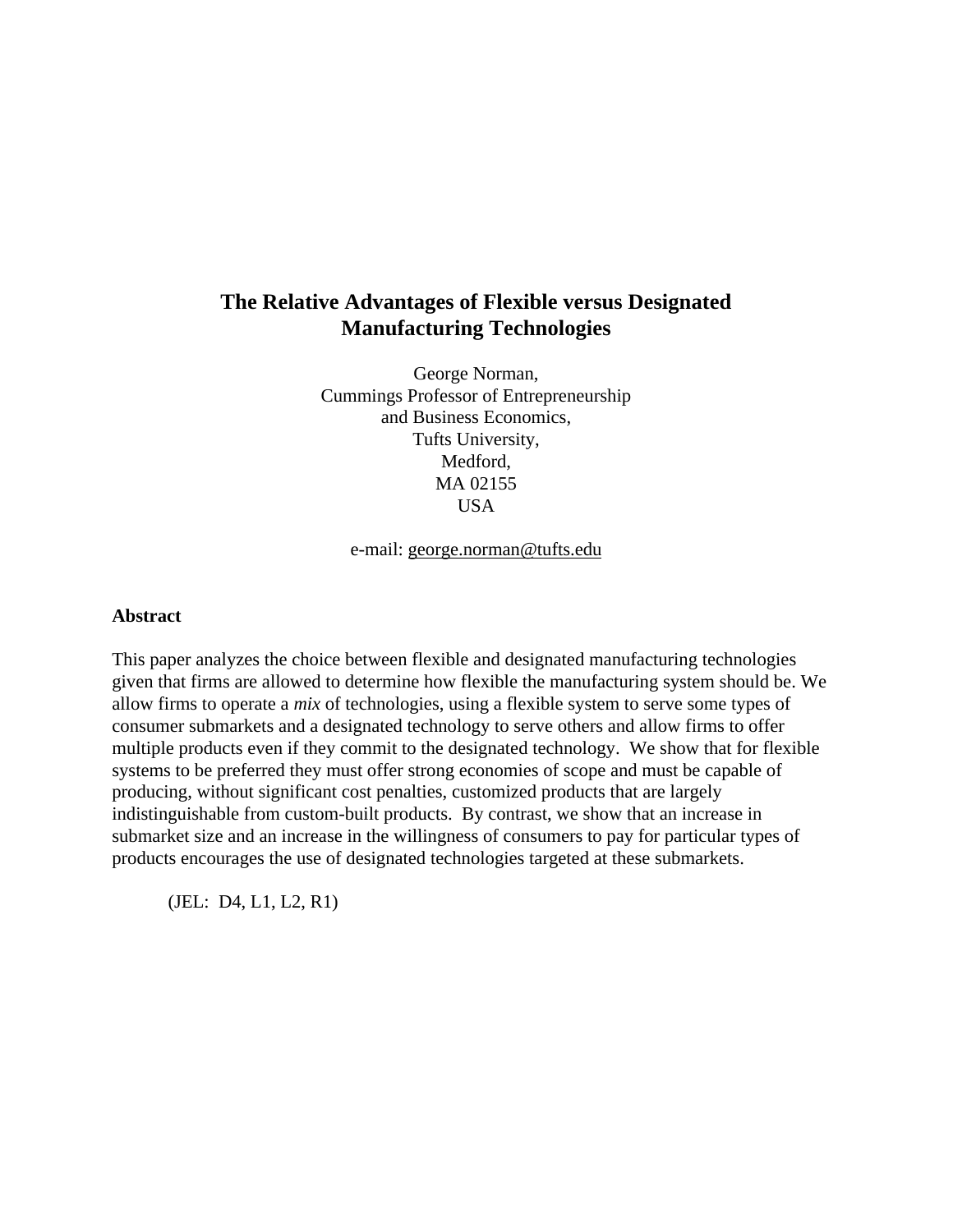# The Relative Advantages of Flexible versus Designated Manufacturing Technologies

George Norman,
Cummings Professor of Entrepreneurship
and Business Economics,
Tufts University,
Medford,
MA 02155
USA

e-mail: george.norman@tufts.edu

## Abstract

This paper analyzes the choice between flexible and designated manufacturing technologies given that firms are allowed to determine how flexible the manufacturing system should be. We allow firms to operate a *mix* of technologies, using a flexible system to serve some types of consumer submarkets and a designated technology to serve others and allow firms to offer multiple products even if they commit to the designated technology. We show that for flexible systems to be preferred they must offer strong economies of scope and must be capable of producing, without significant cost penalties, customized products that are largely indistinguishable from custom-built products. By contrast, we show that an increase in submarket size and an increase in the willingness of consumers to pay for particular types of products encourages the use of designated technologies targeted at these submarkets.

(JEL: D4, L1, L2, R1)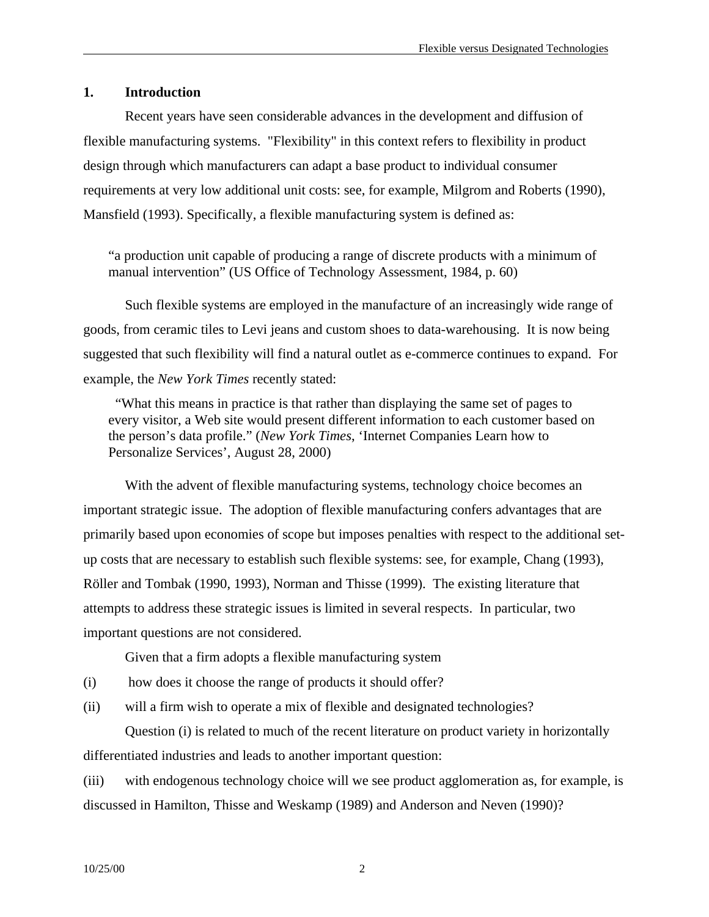## 1. Introduction

Recent years have seen considerable advances in the development and diffusion of flexible manufacturing systems. "Flexibility" in this context refers to flexibility in product design through which manufacturers can adapt a base product to individual consumer requirements at very low additional unit costs: see, for example, Milgrom and Roberts (1990), Mansfield (1993). Specifically, a flexible manufacturing system is defined as:

> "a production unit capable of producing a range of discrete products with a minimum of manual intervention" (US Office of Technology Assessment, 1984, p. 60)

Such flexible systems are employed in the manufacture of an increasingly wide range of goods, from ceramic tiles to Levi jeans and custom shoes to data-warehousing. It is now being suggested that such flexibility will find a natural outlet as e-commerce continues to expand. For example, the *New York Times* recently stated:

> "What this means in practice is that rather than displaying the same set of pages to every visitor, a Web site would present different information to each customer based on the person's data profile." (*New York Times*, 'Internet Companies Learn how to Personalize Services', August 28, 2000)

With the advent of flexible manufacturing systems, technology choice becomes an important strategic issue. The adoption of flexible manufacturing confers advantages that are primarily based upon economies of scope but imposes penalties with respect to the additional set-up costs that are necessary to establish such flexible systems: see, for example, Chang (1993), Röller and Tombak (1990, 1993), Norman and Thisse (1999). The existing literature that attempts to address these strategic issues is limited in several respects. In particular, two important questions are not considered.

Given that a firm adopts a flexible manufacturing system

(i) how does it choose the range of products it should offer?

(ii) will a firm wish to operate a mix of flexible and designated technologies?

Question (i) is related to much of the recent literature on product variety in horizontally differentiated industries and leads to another important question:

(iii) with endogenous technology choice will we see product agglomeration as, for example, is discussed in Hamilton, Thisse and Weskamp (1989) and Anderson and Neven (1990)?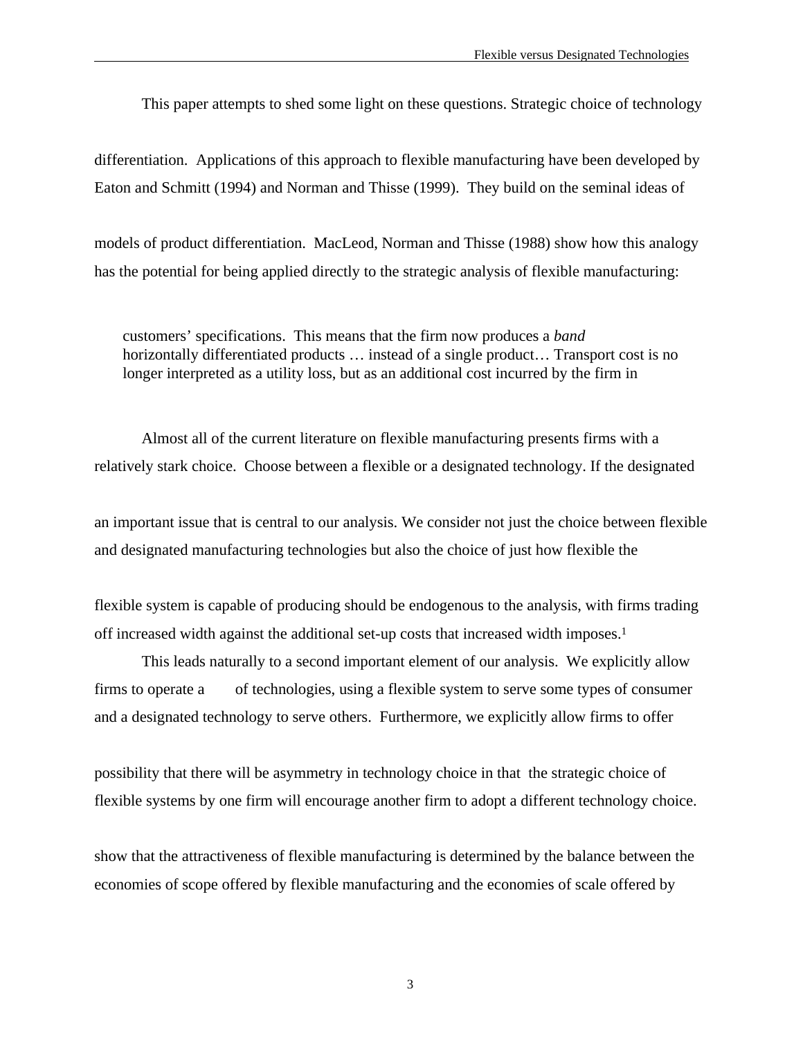This paper attempts to shed some light on these questions. Strategic choice of technology

differentiation. Applications of this approach to flexible manufacturing have been developed by Eaton and Schmitt (1994) and Norman and Thisse (1999). They build on the seminal ideas of

models of product differentiation. MacLeod, Norman and Thisse (1988) show how this analogy has the potential for being applied directly to the strategic analysis of flexible manufacturing:

> customers' specifications. This means that the firm now produces a *band* horizontally differentiated products … instead of a single product… Transport cost is no longer interpreted as a utility loss, but as an additional cost incurred by the firm in

Almost all of the current literature on flexible manufacturing presents firms with a relatively stark choice. Choose between a flexible or a designated technology. If the designated

an important issue that is central to our analysis. We consider not just the choice between flexible and designated manufacturing technologies but also the choice of just how flexible the

flexible system is capable of producing should be endogenous to the analysis, with firms trading off increased width against the additional set-up costs that increased width imposes.[1]

This leads naturally to a second important element of our analysis. We explicitly allow firms to operate a of technologies, using a flexible system to serve some types of consumer and a designated technology to serve others. Furthermore, we explicitly allow firms to offer

possibility that there will be asymmetry in technology choice in that the strategic choice of flexible systems by one firm will encourage another firm to adopt a different technology choice.

show that the attractiveness of flexible manufacturing is determined by the balance between the economies of scope offered by flexible manufacturing and the economies of scale offered by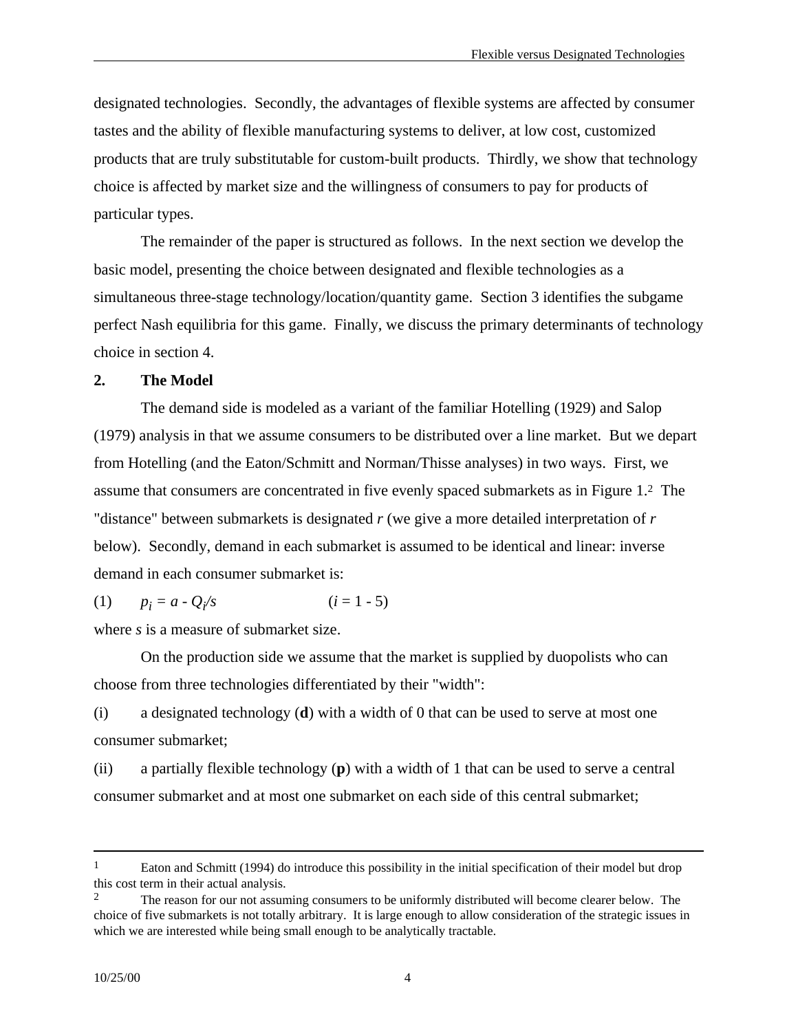designated technologies. Secondly, the advantages of flexible systems are affected by consumer tastes and the ability of flexible manufacturing systems to deliver, at low cost, customized products that are truly substitutable for custom-built products. Thirdly, we show that technology choice is affected by market size and the willingness of consumers to pay for products of particular types.

The remainder of the paper is structured as follows. In the next section we develop the basic model, presenting the choice between designated and flexible technologies as a simultaneous three-stage technology/location/quantity game. Section 3 identifies the subgame perfect Nash equilibria for this game. Finally, we discuss the primary determinants of technology choice in section 4.

## 2. The Model

The demand side is modeled as a variant of the familiar Hotelling (1929) and Salop (1979) analysis in that we assume consumers to be distributed over a line market. But we depart from Hotelling (and the Eaton/Schmitt and Norman/Thisse analyses) in two ways. First, we assume that consumers are concentrated in five evenly spaced submarkets as in Figure 1.[2] The "distance" between submarkets is designated $r$ (we give a more detailed interpretation of $r$ below). Secondly, demand in each submarket is assumed to be identical and linear: inverse demand in each consumer submarket is:

(1) $p_i = a - Q_i/s$ $\quad\quad$ ($i = 1 - 5$)

where $s$ is a measure of submarket size.

On the production side we assume that the market is supplied by duopolists who can choose from three technologies differentiated by their "width":

(i) a designated technology (**d**) with a width of 0 that can be used to serve at most one consumer submarket;

(ii) a partially flexible technology (**p**) with a width of 1 that can be used to serve a central consumer submarket and at most one submarket on each side of this central submarket;

---

[1] Eaton and Schmitt (1994) do introduce this possibility in the initial specification of their model but drop this cost term in their actual analysis.

[2] The reason for our not assuming consumers to be uniformly distributed will become clearer below. The choice of five submarkets is not totally arbitrary. It is large enough to allow consideration of the strategic issues in which we are interested while being small enough to be analytically tractable.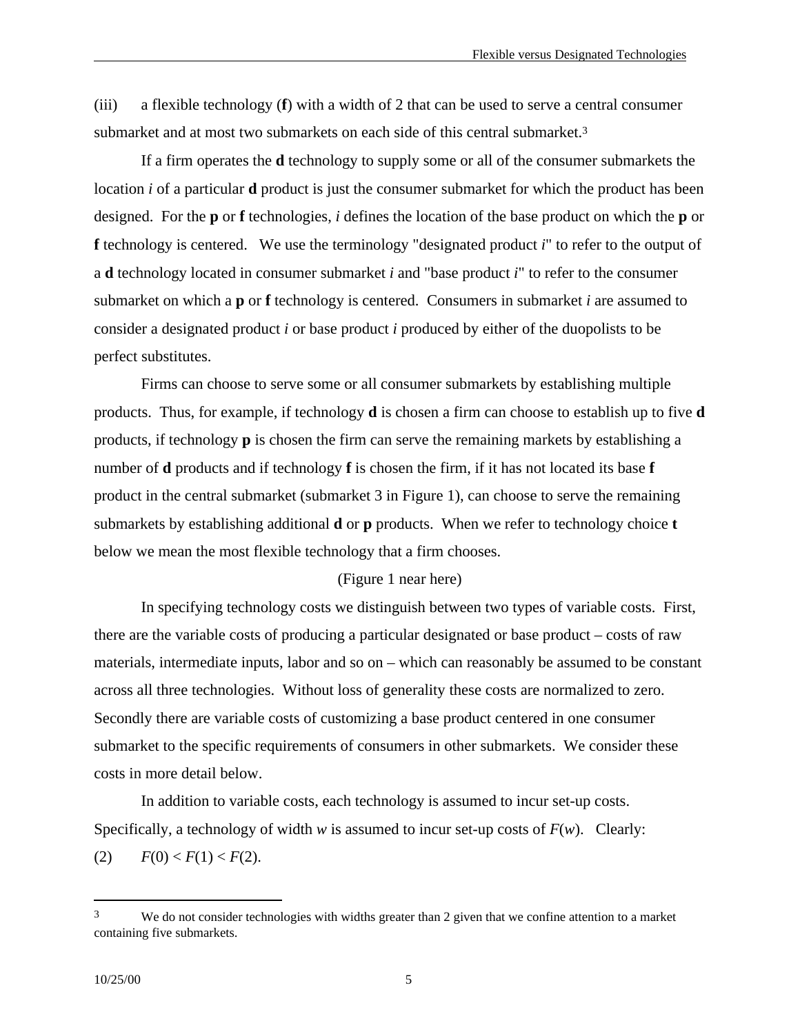(iii) a flexible technology (**f**) with a width of 2 that can be used to serve a central consumer submarket and at most two submarkets on each side of this central submarket.[3]

If a firm operates the **d** technology to supply some or all of the consumer submarkets the location *i* of a particular **d** product is just the consumer submarket for which the product has been designed. For the **p** or **f** technologies, *i* defines the location of the base product on which the **p** or **f** technology is centered. We use the terminology "designated product *i*" to refer to the output of a **d** technology located in consumer submarket *i* and "base product *i*" to refer to the consumer submarket on which a **p** or **f** technology is centered. Consumers in submarket *i* are assumed to consider a designated product *i* or base product *i* produced by either of the duopolists to be perfect substitutes.

Firms can choose to serve some or all consumer submarkets by establishing multiple products. Thus, for example, if technology **d** is chosen a firm can choose to establish up to five **d** products, if technology **p** is chosen the firm can serve the remaining markets by establishing a number of **d** products and if technology **f** is chosen the firm, if it has not located its base **f** product in the central submarket (submarket 3 in Figure 1), can choose to serve the remaining submarkets by establishing additional **d** or **p** products. When we refer to technology choice **t** below we mean the most flexible technology that a firm chooses.

(Figure 1 near here)

In specifying technology costs we distinguish between two types of variable costs. First, there are the variable costs of producing a particular designated or base product – costs of raw materials, intermediate inputs, labor and so on – which can reasonably be assumed to be constant across all three technologies. Without loss of generality these costs are normalized to zero. Secondly there are variable costs of customizing a base product centered in one consumer submarket to the specific requirements of consumers in other submarkets. We consider these costs in more detail below.

In addition to variable costs, each technology is assumed to incur set-up costs. Specifically, a technology of width $w$ is assumed to incur set-up costs of $F(w)$. Clearly:

(2) $F(0) < F(1) < F(2)$.

---

[3] We do not consider technologies with widths greater than 2 given that we confine attention to a market containing five submarkets.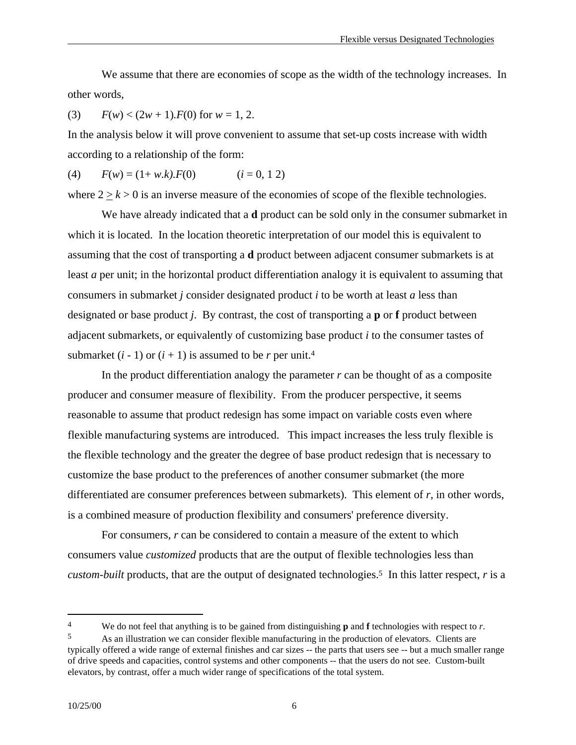We assume that there are economies of scope as the width of the technology increases. In other words,

(3) $F(w) < (2w + 1).F(0)$ for $w = 1, 2$.

In the analysis below it will prove convenient to assume that set-up costs increase with width according to a relationship of the form:

(4) $F(w) = (1+ w.k).F(0)$ $(i = 0, 1\ 2)$

where $2 \geq k > 0$ is an inverse measure of the economies of scope of the flexible technologies.

We have already indicated that a **d** product can be sold only in the consumer submarket in which it is located. In the location theoretic interpretation of our model this is equivalent to assuming that the cost of transporting a **d** product between adjacent consumer submarkets is at least $a$ per unit; in the horizontal product differentiation analogy it is equivalent to assuming that consumers in submarket $j$ consider designated product $i$ to be worth at least $a$ less than designated or base product $j$. By contrast, the cost of transporting a **p** or **f** product between adjacent submarkets, or equivalently of customizing base product $i$ to the consumer tastes of submarket $(i - 1)$ or $(i + 1)$ is assumed to be $r$ per unit.[4]

In the product differentiation analogy the parameter $r$ can be thought of as a composite producer and consumer measure of flexibility. From the producer perspective, it seems reasonable to assume that product redesign has some impact on variable costs even where flexible manufacturing systems are introduced. This impact increases the less truly flexible is the flexible technology and the greater the degree of base product redesign that is necessary to customize the base product to the preferences of another consumer submarket (the more differentiated are consumer preferences between submarkets). This element of $r$, in other words, is a combined measure of production flexibility and consumers' preference diversity.

For consumers, $r$ can be considered to contain a measure of the extent to which consumers value *customized* products that are the output of flexible technologies less than *custom-built* products, that are the output of designated technologies.[5] In this latter respect, $r$ is a

---

[4] We do not feel that anything is to be gained from distinguishing **p** and **f** technologies with respect to $r$.

[5] As an illustration we can consider flexible manufacturing in the production of elevators. Clients are typically offered a wide range of external finishes and car sizes -- the parts that users see -- but a much smaller range of drive speeds and capacities, control systems and other components -- that the users do not see. Custom-built elevators, by contrast, offer a much wider range of specifications of the total system.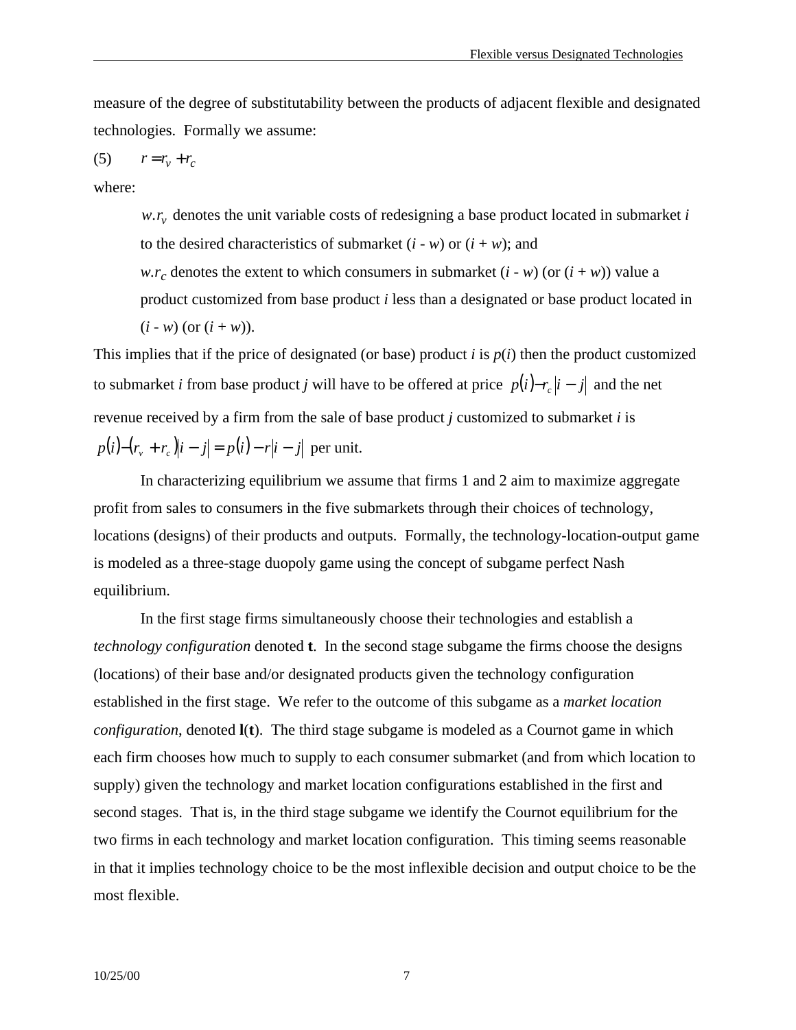measure of the degree of substitutability between the products of adjacent flexible and designated technologies. Formally we assume:

(5) $\quad r = r_v + r_c$

where:

> $w.r_v$ denotes the unit variable costs of redesigning a base product located in submarket *i* to the desired characteristics of submarket (*i* - *w*) or (*i* + *w*); and
>
> $w.r_c$ denotes the extent to which consumers in submarket (*i* - *w*) (or (*i* + *w*)) value a product customized from base product *i* less than a designated or base product located in (*i* - *w*) (or (*i* + *w*)).

This implies that if the price of designated (or base) product *i* is *p*(*i*) then the product customized to submarket *i* from base product *j* will have to be offered at price $p(i) - r_c\,|i - j|$ and the net revenue received by a firm from the sale of base product *j* customized to submarket *i* is $p(i) - (r_v + r_c)|i - j| = p(i) - r|i - j|$ per unit.

In characterizing equilibrium we assume that firms 1 and 2 aim to maximize aggregate profit from sales to consumers in the five submarkets through their choices of technology, locations (designs) of their products and outputs. Formally, the technology-location-output game is modeled as a three-stage duopoly game using the concept of subgame perfect Nash equilibrium.

In the first stage firms simultaneously choose their technologies and establish a *technology configuration* denoted **t**. In the second stage subgame the firms choose the designs (locations) of their base and/or designated products given the technology configuration established in the first stage. We refer to the outcome of this subgame as a *market location configuration*, denoted **l**(**t**). The third stage subgame is modeled as a Cournot game in which each firm chooses how much to supply to each consumer submarket (and from which location to supply) given the technology and market location configurations established in the first and second stages. That is, in the third stage subgame we identify the Cournot equilibrium for the two firms in each technology and market location configuration. This timing seems reasonable in that it implies technology choice to be the most inflexible decision and output choice to be the most flexible.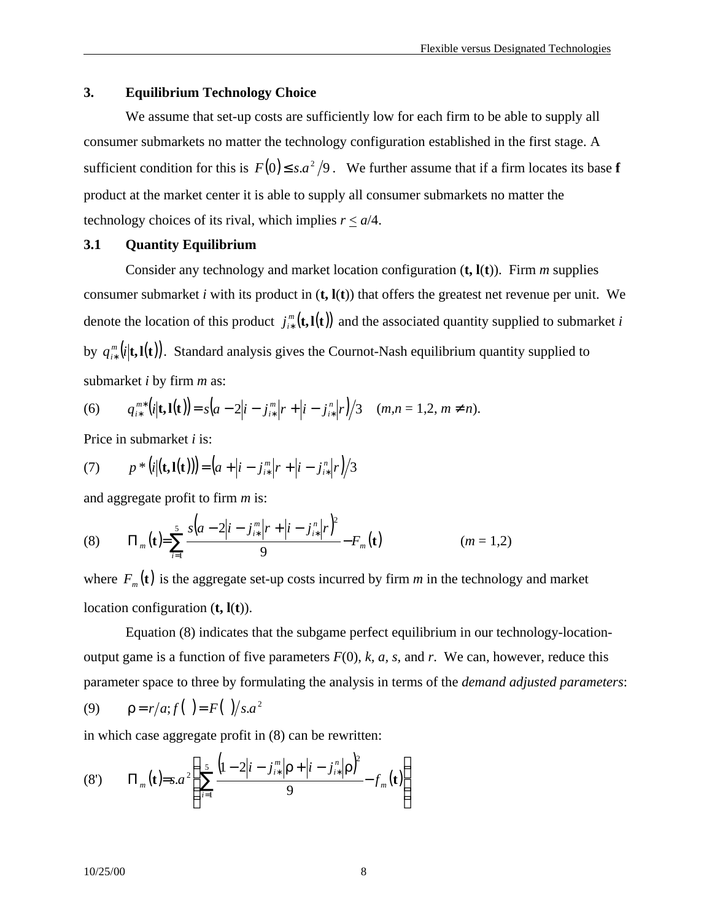## 3. Equilibrium Technology Choice

We assume that set-up costs are sufficiently low for each firm to be able to supply all consumer submarkets no matter the technology configuration established in the first stage. A sufficient condition for this is $F(0) \leq s.a^2/9$. We further assume that if a firm locates its base **f** product at the market center it is able to supply all consumer submarkets no matter the technology choices of its rival, which implies $r \leq a/4$.

### 3.1 Quantity Equilibrium

Consider any technology and market location configuration ($\mathbf{t}, \mathbf{l}(\mathbf{t})$). Firm $m$ supplies consumer submarket $i$ with its product in ($\mathbf{t}, \mathbf{l}(\mathbf{t})$) that offers the greatest net revenue per unit. We denote the location of this product $j_{i*}^m(\mathbf{t}, \mathbf{l}(\mathbf{t}))$ and the associated quantity supplied to submarket $i$ by $q_{i*}^m(i|\mathbf{t}, \mathbf{l}(\mathbf{t}))$. Standard analysis gives the Cournot-Nash equilibrium quantity supplied to submarket $i$ by firm $m$ as:

$$q_{i*}^{m*}(i|\mathbf{t}, \mathbf{l}(\mathbf{t})) = s\left(a - 2\left|i - j_{i*}^m\right|r + \left|i - j_{i*}^n\right|r\right)/3 \quad (m,n = 1,2,\ m \neq n). \tag{6}$$

Price in submarket $i$ is:

$$p^*(i|(\mathbf{t}, \mathbf{l}(\mathbf{t}))) = \left(a + \left|i - j_{i*}^m\right|r + \left|i - j_{i*}^n\right|r\right)/3 \tag{7}$$

and aggregate profit to firm $m$ is:

$$\Pi_m(\mathbf{t}) = \sum_{i=1}^{5} \frac{s\left(a - 2\left|i - j_{i*}^m\right|r + \left|i - j_{i*}^n\right|r\right)^2}{9} - F_m(\mathbf{t}) \qquad (m = 1,2) \tag{8}$$

where $F_m(\mathbf{t})$ is the aggregate set-up costs incurred by firm $m$ in the technology and market location configuration ($\mathbf{t}, \mathbf{l}(\mathbf{t})$).

Equation (8) indicates that the subgame perfect equilibrium in our technology-location-output game is a function of five parameters $F(0)$, $k$, $a$, $s$, and $r$. We can, however, reduce this parameter space to three by formulating the analysis in terms of the *demand adjusted parameters*:

$$\rho = r/a;\ f(\ ) = F(\ )/s.a^2 \tag{9}$$

in which case aggregate profit in (8) can be rewritten:

$$\Pi_m(\mathbf{t}) = s.a^2\left(\sum_{i=1}^{5} \frac{\left(1 - 2\left|i - j_{i*}^m\right|\rho + \left|i - j_{i*}^n\right|\rho\right)^2}{9} - f_m(\mathbf{t})\right) \tag{8'}$$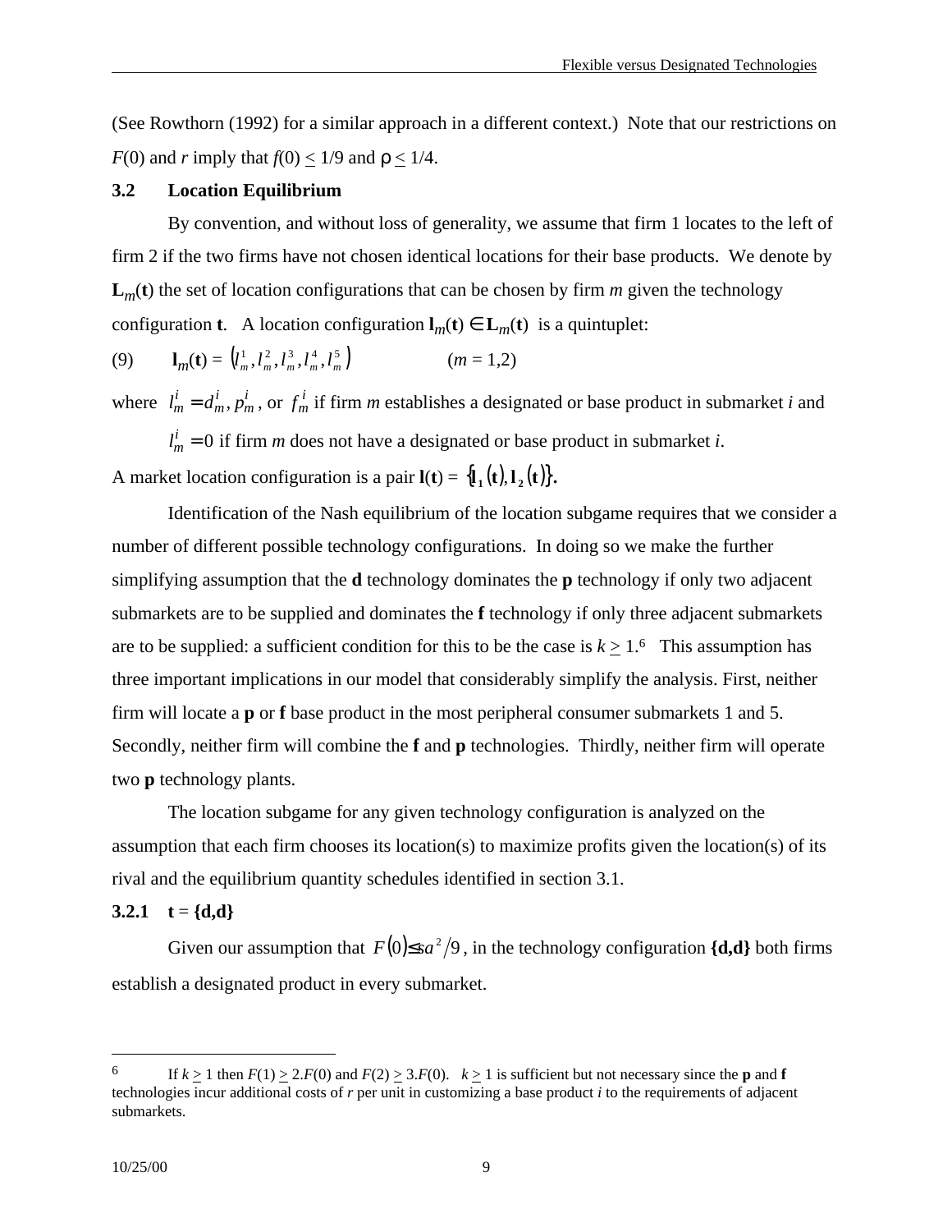(See Rowthorn (1992) for a similar approach in a different context.) Note that our restrictions on $F(0)$ and $r$ imply that $f(0) \leq 1/9$ and $\rho \leq 1/4$.

### 3.2 Location Equilibrium

By convention, and without loss of generality, we assume that firm 1 locates to the left of firm 2 if the two firms have not chosen identical locations for their base products. We denote by $\mathbf{L}_m(\mathbf{t})$ the set of location configurations that can be chosen by firm $m$ given the technology configuration $\mathbf{t}$. A location configuration $\mathbf{l}_m(\mathbf{t}) \in \mathbf{L}_m(\mathbf{t})$ is a quintuplet:

$$\mathbf{l}_m(\mathbf{t}) = \left(l_m^1, l_m^2, l_m^3, l_m^4, l_m^5\right) \qquad (m = 1,2) \tag{9}$$

where $l_m^i = d_m^i, p_m^i$, or $f_m^i$ if firm $m$ establishes a designated or base product in submarket $i$ and

$l_m^i = 0$ if firm $m$ does not have a designated or base product in submarket $i$.

A market location configuration is a pair $\mathbf{l}(\mathbf{t}) = \{\mathbf{l}_1(\mathbf{t}), \mathbf{l}_2(\mathbf{t})\}$.

Identification of the Nash equilibrium of the location subgame requires that we consider a number of different possible technology configurations. In doing so we make the further simplifying assumption that the **d** technology dominates the **p** technology if only two adjacent submarkets are to be supplied and dominates the **f** technology if only three adjacent submarkets are to be supplied: a sufficient condition for this to be the case is $k \geq 1$.[6] This assumption has three important implications in our model that considerably simplify the analysis. First, neither firm will locate a **p** or **f** base product in the most peripheral consumer submarkets 1 and 5. Secondly, neither firm will combine the **f** and **p** technologies. Thirdly, neither firm will operate two **p** technology plants.

The location subgame for any given technology configuration is analyzed on the assumption that each firm chooses its location(s) to maximize profits given the location(s) of its rival and the equilibrium quantity schedules identified in section 3.1.

#### 3.2.1 t = {d,d}

Given our assumption that $F(0) \leq sa^2/9$, in the technology configuration **{d,d}** both firms establish a designated product in every submarket.

---

[6] If $k \geq 1$ then $F(1) \geq 2.F(0)$ and $F(2) \geq 3.F(0)$. $k \geq 1$ is sufficient but not necessary since the **p** and **f** technologies incur additional costs of $r$ per unit in customizing a base product $i$ to the requirements of adjacent submarkets.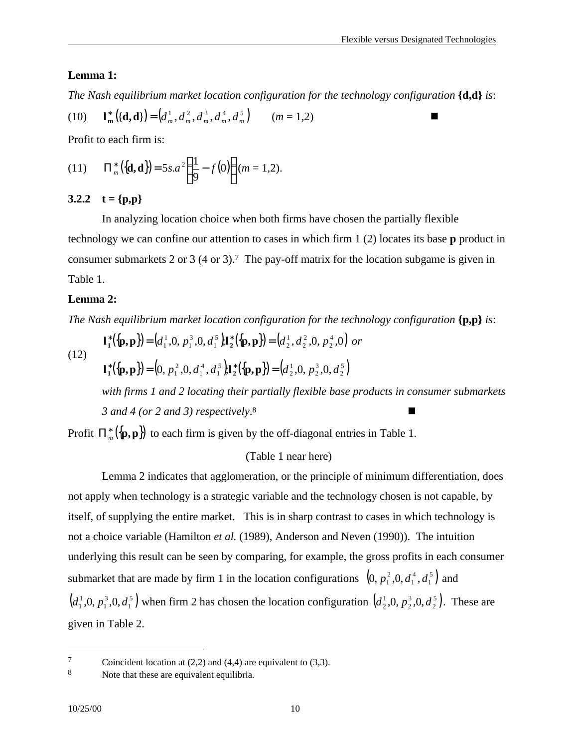**Lemma 1:**

*The Nash equilibrium market location configuration for the technology configuration* **{d,d}** *is*:

$$\mathbf{l}_{\mathbf{m}}^{*}(\{\mathbf{d},\mathbf{d}\}) = \left(d_m^1, d_m^2, d_m^3, d_m^4, d_m^5\right) \qquad (m = 1,2) \tag{10}$$

■

Profit to each firm is:

$$\Pi_m^{*}(\{\mathbf{d},\mathbf{d}\}) = 5s.a^2\left(\frac{1}{9} - f(0)\right) (m = 1,2). \tag{11}$$

### 3.2.2 t = {p,p}

In analyzing location choice when both firms have chosen the partially flexible technology we can confine our attention to cases in which firm 1 (2) locates its base **p** product in consumer submarkets 2 or 3 (4 or 3).[7] The pay-off matrix for the location subgame is given in Table 1.

**Lemma 2:**

*The Nash equilibrium market location configuration for the technology configuration* **{p,p}** *is*:

$$\mathbf{l}_1^{*}(\{\mathbf{p},\mathbf{p}\}) = \left(d_1^1, 0, p_1^3, 0, d_1^5\right); \mathbf{l}_2^{*}(\{\mathbf{p},\mathbf{p}\}) = \left(d_2^1, d_2^2, 0, p_2^4, 0\right) \text{ or}$$

$$\mathbf{l}_1^{*}(\{\mathbf{p},\mathbf{p}\}) = \left(0, p_1^2, 0, d_1^4, d_1^5\right); \mathbf{l}_2^{*}(\{\mathbf{p},\mathbf{p}\}) = \left(d_2^1, 0, p_2^3, 0, d_2^5\right) \tag{12}$$

*with firms 1 and 2 locating their partially flexible base products in consumer submarkets 3 and 4 (or 2 and 3) respectively.*[8] ■

Profit $\Pi_m^{*}(\{\mathbf{p},\mathbf{p}\})$ to each firm is given by the off-diagonal entries in Table 1.

(Table 1 near here)

Lemma 2 indicates that agglomeration, or the principle of minimum differentiation, does not apply when technology is a strategic variable and the technology chosen is not capable, by itself, of supplying the entire market. This is in sharp contrast to cases in which technology is not a choice variable (Hamilton *et al.* (1989), Anderson and Neven (1990)). The intuition underlying this result can be seen by comparing, for example, the gross profits in each consumer submarket that are made by firm 1 in the location configurations $\left(0, p_1^2, 0, d_1^4, d_1^5\right)$ and $\left(d_1^1, 0, p_1^3, 0, d_1^5\right)$ when firm 2 has chosen the location configuration $\left(d_2^1, 0, p_2^3, 0, d_2^5\right)$. These are given in Table 2.

---

[7] Coincident location at (2,2) and (4,4) are equivalent to (3,3).

[8] Note that these are equivalent equilibria.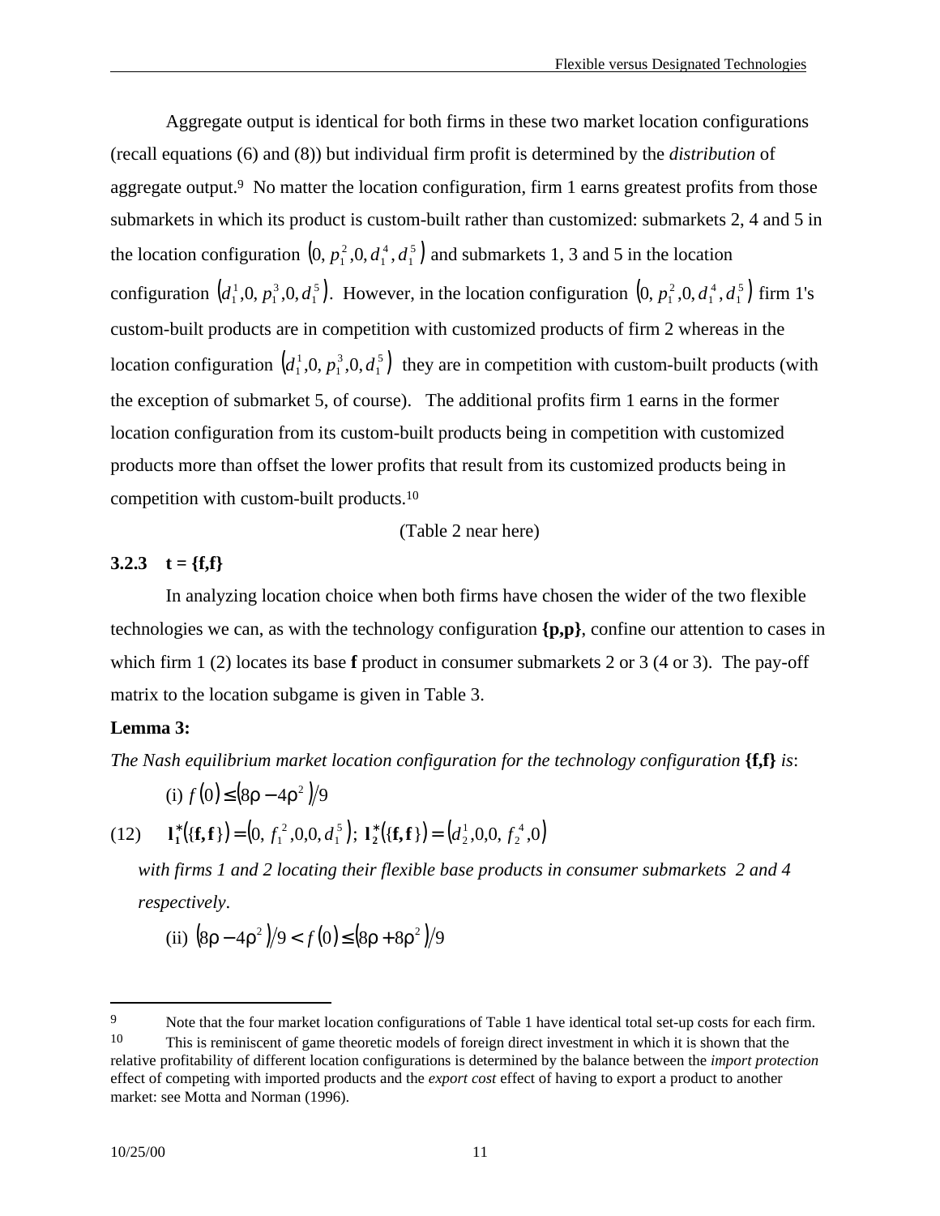Aggregate output is identical for both firms in these two market location configurations (recall equations (6) and (8)) but individual firm profit is determined by the *distribution* of aggregate output.[9] No matter the location configuration, firm 1 earns greatest profits from those submarkets in which its product is custom-built rather than customized: submarkets 2, 4 and 5 in the location configuration $\left(0, p_1^2, 0, d_1^4, d_1^5\right)$ and submarkets 1, 3 and 5 in the location configuration $\left(d_1^1, 0, p_1^3, 0, d_1^5\right)$. However, in the location configuration $\left(0, p_1^2, 0, d_1^4, d_1^5\right)$ firm 1's custom-built products are in competition with customized products of firm 2 whereas in the location configuration $\left(d_1^1, 0, p_1^3, 0, d_1^5\right)$ they are in competition with custom-built products (with the exception of submarket 5, of course). The additional profits firm 1 earns in the former location configuration from its custom-built products being in competition with customized products more than offset the lower profits that result from its customized products being in competition with custom-built products.[10]

(Table 2 near here)

### 3.2.3 t = {f,f}

In analyzing location choice when both firms have chosen the wider of the two flexible technologies we can, as with the technology configuration **{p,p}**, confine our attention to cases in which firm 1 (2) locates its base **f** product in consumer submarkets 2 or 3 (4 or 3). The pay-off matrix to the location subgame is given in Table 3.

**Lemma 3:**

*The Nash equilibrium market location configuration for the technology configuration* **{f,f}** *is*:

(i) $f(0) \leq \left(8\rho - 4\rho^2\right)/9$

$$\text{(12)} \qquad \mathbf{l}_1^*(\{\mathbf{f},\mathbf{f}\}) = \left(0, f_1^{\,2}, 0, 0, d_1^{\,5}\right); \; \mathbf{l}_2^*(\{\mathbf{f},\mathbf{f}\}) = \left(d_2^{\,1}, 0, 0, f_2^{\,4}, 0\right)$$

*with firms 1 and 2 locating their flexible base products in consumer submarkets 2 and 4 respectively*.

(ii) $\left(8\rho - 4\rho^2\right)/9 < f(0) \leq \left(8\rho + 8\rho^2\right)/9$

---

[9] Note that the four market location configurations of Table 1 have identical total set-up costs for each firm.

[10] This is reminiscent of game theoretic models of foreign direct investment in which it is shown that the relative profitability of different location configurations is determined by the balance between the *import protection* effect of competing with imported products and the *export cost* effect of having to export a product to another market: see Motta and Norman (1996).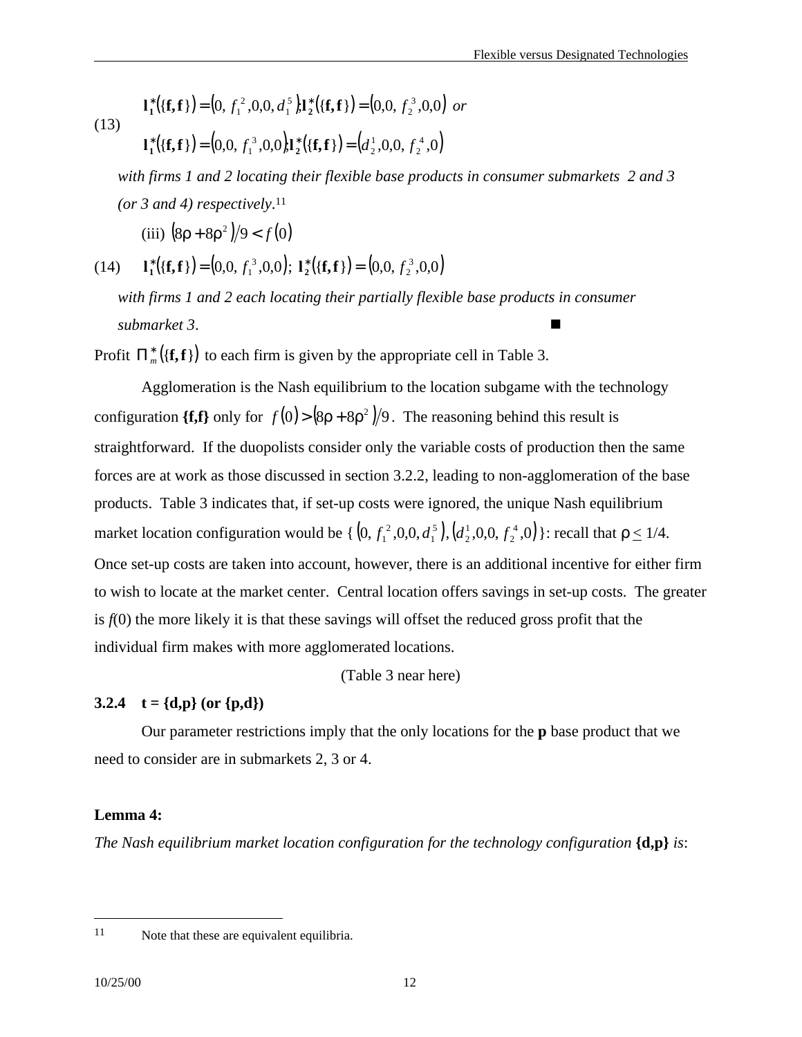(13)
$$\mathbf{l}_1^*(\{\mathbf{f},\mathbf{f}\}) = \left(0, f_1^{\,2}, 0, 0, d_1^{\,5}\right); \mathbf{l}_2^*(\{\mathbf{f},\mathbf{f}\}) = \left(0, 0, f_2^{\,3}, 0, 0\right) \text{ or}$$
$$\mathbf{l}_1^*(\{\mathbf{f},\mathbf{f}\}) = \left(0, 0, f_1^{\,3}, 0, 0\right); \mathbf{l}_2^*(\{\mathbf{f},\mathbf{f}\}) = \left(d_2^{\,1}, 0, 0, f_2^{\,4}, 0\right)$$

*with firms 1 and 2 locating their flexible base products in consumer submarkets 2 and 3 (or 3 and 4) respectively.*[11]

(iii) $\left(8\rho + 8\rho^2\right)/9 < f(0)$

(14)
$$\mathbf{l}_1^*(\{\mathbf{f},\mathbf{f}\}) = \left(0, 0, f_1^{\,3}, 0, 0\right);\ \mathbf{l}_2^*(\{\mathbf{f},\mathbf{f}\}) = \left(0, 0, f_2^{\,3}, 0, 0\right)$$

*with firms 1 and 2 each locating their partially flexible base products in consumer submarket 3.* ■

Profit $\Pi_m^*(\{\mathbf{f},\mathbf{f}\})$ to each firm is given by the appropriate cell in Table 3.

Agglomeration is the Nash equilibrium to the location subgame with the technology configuration **{f,f}** only for $f(0) > \left(8\rho + 8\rho^2\right)/9$. The reasoning behind this result is straightforward. If the duopolists consider only the variable costs of production then the same forces are at work as those discussed in section 3.2.2, leading to non-agglomeration of the base products. Table 3 indicates that, if set-up costs were ignored, the unique Nash equilibrium market location configuration would be $\{\left(0, f_1^{\,2}, 0, 0, d_1^{\,5}\right), \left(d_2^{\,1}, 0, 0, f_2^{\,4}, 0\right)\}$: recall that $\rho \leq 1/4$. Once set-up costs are taken into account, however, there is an additional incentive for either firm to wish to locate at the market center. Central location offers savings in set-up costs. The greater is $f(0)$ the more likely it is that these savings will offset the reduced gross profit that the individual firm makes with more agglomerated locations.

(Table 3 near here)

### 3.2.4 t = {d,p} (or {p,d})

Our parameter restrictions imply that the only locations for the **p** base product that we need to consider are in submarkets 2, 3 or 4.

**Lemma 4:**

*The Nash equilibrium market location configuration for the technology configuration* **{d,p}** *is*:

---

[11] Note that these are equivalent equilibria.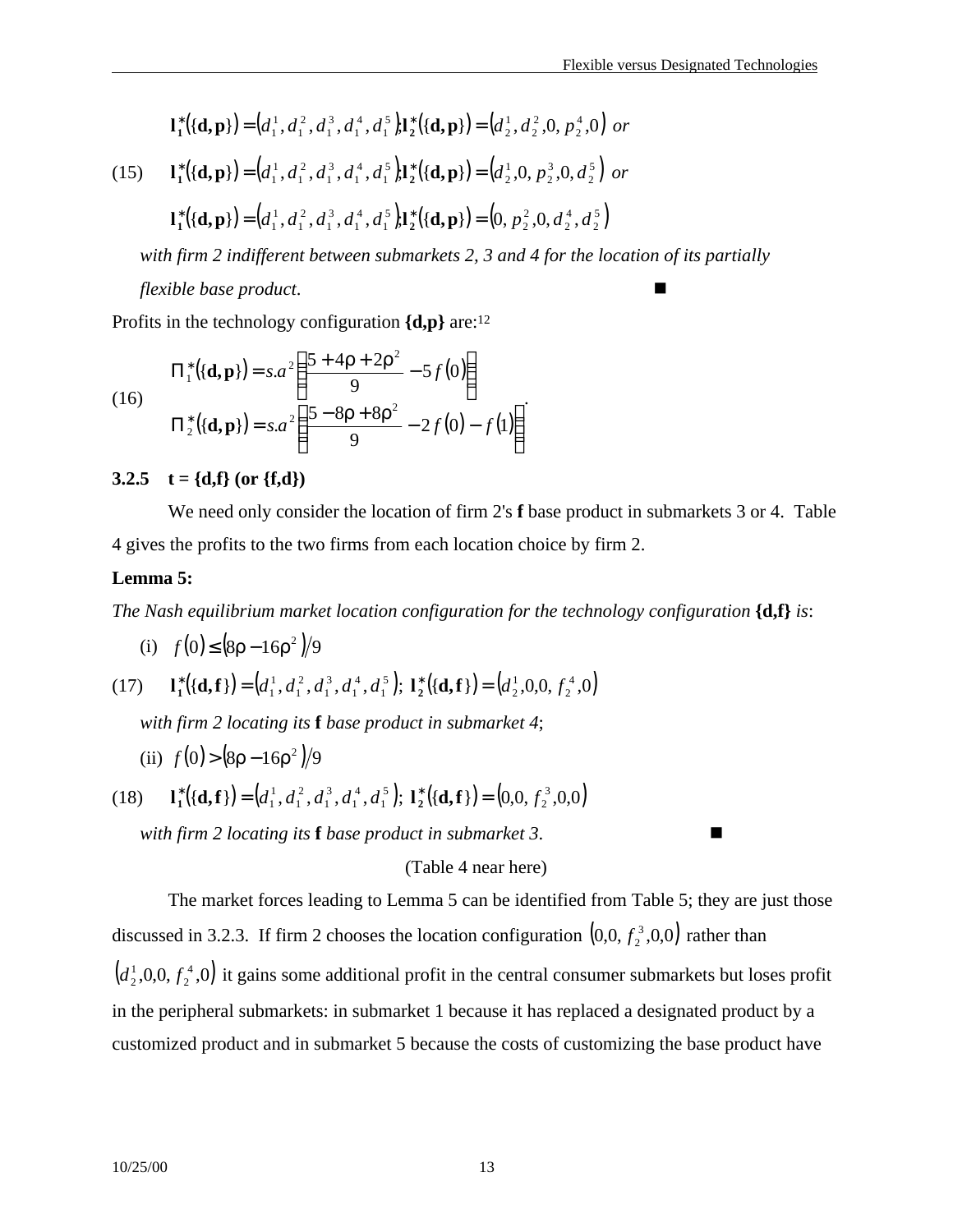$$\mathbf{l_1^*}(\{\mathbf{d,p}\}) = \left(d_1^1, d_1^2, d_1^3, d_1^4, d_1^5\right); \mathbf{l_2^*}(\{\mathbf{d,p}\}) = \left(d_2^1, d_2^2, 0, p_2^4, 0\right) \text{ or}$$

$$(15) \quad \mathbf{l_1^*}(\{\mathbf{d,p}\}) = \left(d_1^1, d_1^2, d_1^3, d_1^4, d_1^5\right); \mathbf{l_2^*}(\{\mathbf{d,p}\}) = \left(d_2^1, 0, p_2^3, 0, d_2^5\right) \text{ or}$$

$$\mathbf{l_1^*}(\{\mathbf{d,p}\}) = \left(d_1^1, d_1^2, d_1^3, d_1^4, d_1^5\right); \mathbf{l_2^*}(\{\mathbf{d,p}\}) = \left(0, p_2^2, 0, d_2^4, d_2^5\right)$$

*with firm 2 indifferent between submarkets 2, 3 and 4 for the location of its partially flexible base product*. ■

Profits in the technology configuration **{d,p}** are:[12]

$$(16) \quad \begin{aligned} \Pi_1^*(\{\mathbf{d,p}\}) &= s.a^2\left(\frac{5+4\rho+2\rho^2}{9} - 5f(0)\right) \\ \Pi_2^*(\{\mathbf{d,p}\}) &= s.a^2\left(\frac{5-8\rho+8\rho^2}{9} - 2f(0) - f(1)\right) \end{aligned}.$$

### 3.2.5 t = {d,f} (or {f,d})

We need only consider the location of firm 2's **f** base product in submarkets 3 or 4. Table 4 gives the profits to the two firms from each location choice by firm 2.

**Lemma 5:**

*The Nash equilibrium market location configuration for the technology configuration* **{d,f}** *is*:

(i) $f(0) \le (8\rho - 16\rho^2)/9$

$$(17) \quad \mathbf{l_1^*}(\{\mathbf{d,f}\}) = \left(d_1^1, d_1^2, d_1^3, d_1^4, d_1^5\right);\ \mathbf{l_2^*}(\{\mathbf{d,f}\}) = \left(d_2^1, 0, 0, f_2^4, 0\right)$$

*with firm 2 locating its* **f** *base product in submarket 4*;

(ii) $f(0) > (8\rho - 16\rho^2)/9$

$$(18) \quad \mathbf{l_1^*}(\{\mathbf{d,f}\}) = \left(d_1^1, d_1^2, d_1^3, d_1^4, d_1^5\right);\ \mathbf{l_2^*}(\{\mathbf{d,f}\}) = \left(0, 0, f_2^3, 0, 0\right)$$

*with firm 2 locating its* **f** *base product in submarket 3*. ■

(Table 4 near here)

The market forces leading to Lemma 5 can be identified from Table 5; they are just those discussed in 3.2.3. If firm 2 chooses the location configuration $\left(0, 0, f_2^3, 0, 0\right)$ rather than $\left(d_2^1, 0, 0, f_2^4, 0\right)$ it gains some additional profit in the central consumer submarkets but loses profit in the peripheral submarkets: in submarket 1 because it has replaced a designated product by a customized product and in submarket 5 because the costs of customizing the base product have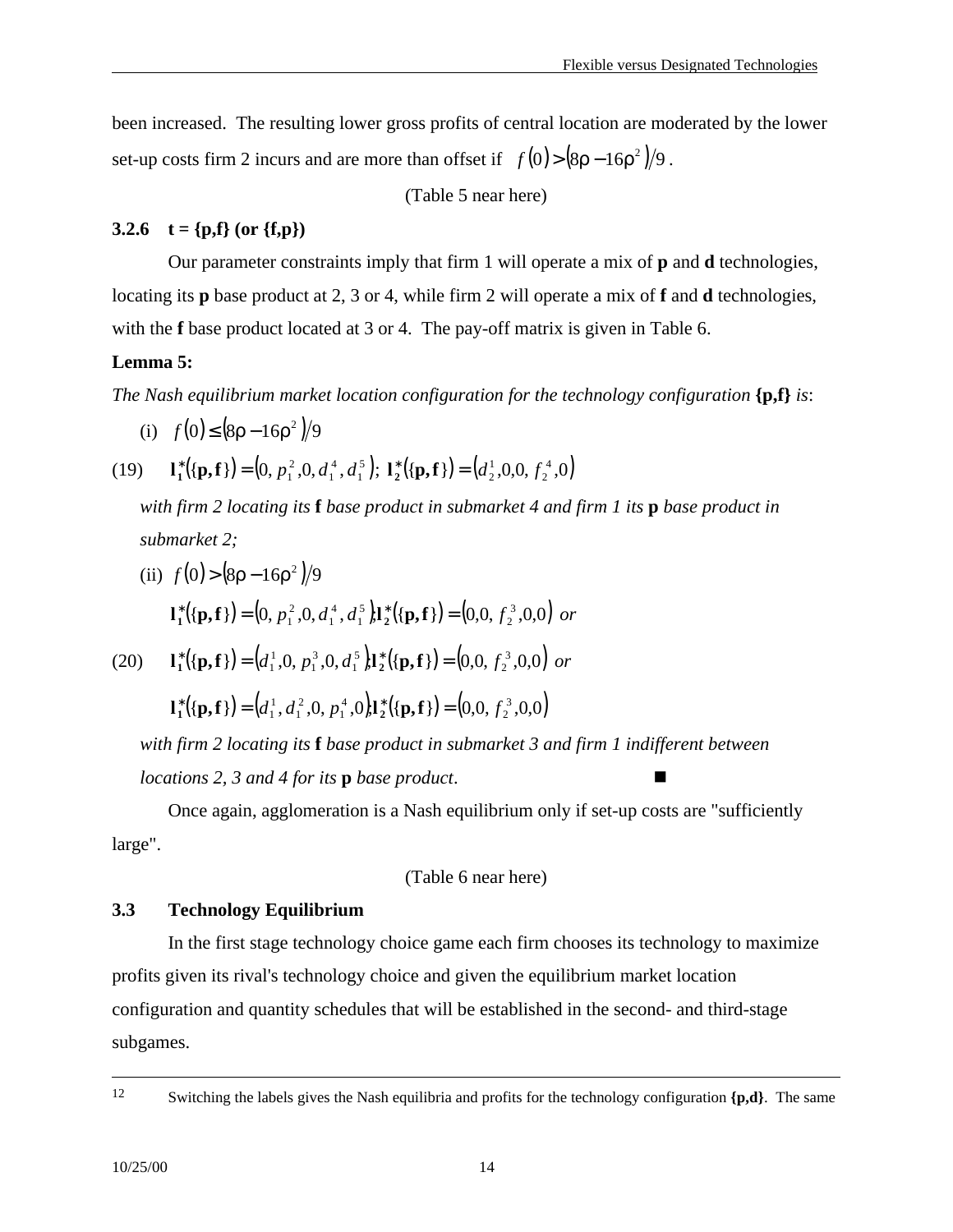been increased. The resulting lower gross profits of central location are moderated by the lower set-up costs firm 2 incurs and are more than offset if $f(0) > (8\rho - 16\rho^2)/9$.

(Table 5 near here)

### 3.2.6 t = {p,f} (or {f,p})

Our parameter constraints imply that firm 1 will operate a mix of **p** and **d** technologies, locating its **p** base product at 2, 3 or 4, while firm 2 will operate a mix of **f** and **d** technologies, with the **f** base product located at 3 or 4. The pay-off matrix is given in Table 6.

**Lemma 5:**

*The Nash equilibrium market location configuration for the technology configuration* **{p,f}** *is*:

(i) $f(0) \leq (8\rho - 16\rho^2)/9$

(19) $\mathbf{l_1^*}(\{\mathbf{p,f}\}) = (0, p_1^2, 0, d_1^4, d_1^5)$; $\mathbf{l_2^*}(\{\mathbf{p,f}\}) = (d_2^1, 0, 0, f_2^4, 0)$

*with firm 2 locating its* **f** *base product in submarket 4 and firm 1 its* **p** *base product in submarket 2;*

(ii) $f(0) > (8\rho - 16\rho^2)/9$

$\mathbf{l_1^*}(\{\mathbf{p,f}\}) = (0, p_1^2, 0, d_1^4, d_1^5)$; $\mathbf{l_2^*}(\{\mathbf{p,f}\}) = (0, 0, f_2^3, 0, 0)$ *or*

(20) $\mathbf{l_1^*}(\{\mathbf{p,f}\}) = (d_1^1, 0, p_1^3, 0, d_1^5)$; $\mathbf{l_2^*}(\{\mathbf{p,f}\}) = (0, 0, f_2^3, 0, 0)$ *or*

$\mathbf{l_1^*}(\{\mathbf{p,f}\}) = (d_1^1, d_1^2, 0, p_1^4, 0)$; $\mathbf{l_2^*}(\{\mathbf{p,f}\}) = (0, 0, f_2^3, 0, 0)$

*with firm 2 locating its* **f** *base product in submarket 3 and firm 1 indifferent between locations 2, 3 and 4 for its* **p** *base product*. ■

Once again, agglomeration is a Nash equilibrium only if set-up costs are "sufficiently large".

(Table 6 near here)

### 3.3 Technology Equilibrium

In the first stage technology choice game each firm chooses its technology to maximize profits given its rival's technology choice and given the equilibrium market location configuration and quantity schedules that will be established in the second- and third-stage subgames.

---

[12] Switching the labels gives the Nash equilibria and profits for the technology configuration **{p,d}**. The same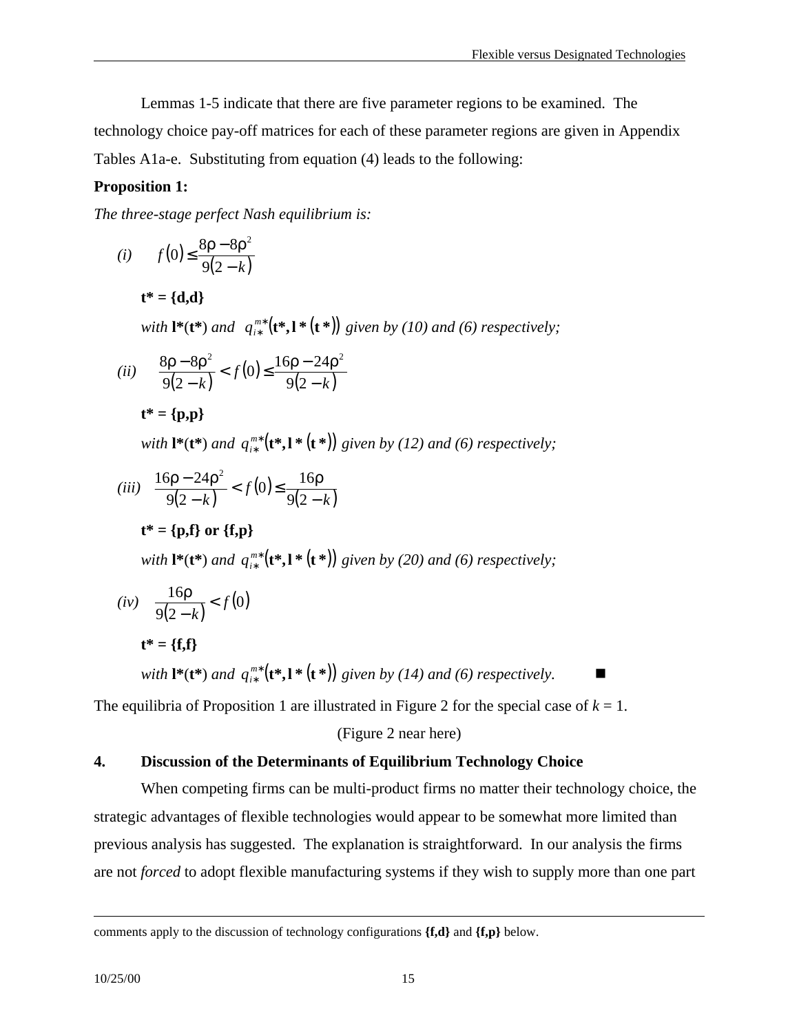Lemmas 1-5 indicate that there are five parameter regions to be examined. The technology choice pay-off matrices for each of these parameter regions are given in Appendix Tables A1a-e. Substituting from equation (4) leads to the following:

**Proposition 1:**

*The three-stage perfect Nash equilibrium is:*

*(i)* $f(0) \leq \dfrac{8\rho - 8\rho^2}{9(2-k)}$

**t\* = {d,d}**

*with* $\mathbf{l}^*(\mathbf{t}^*)$ *and* $q_{i*}^{m*}(\mathbf{t}^*, \mathbf{l}^*(\mathbf{t}^*))$ *given by (10) and (6) respectively;*

*(ii)* $\dfrac{8\rho - 8\rho^2}{9(2-k)} < f(0) \leq \dfrac{16\rho - 24\rho^2}{9(2-k)}$

**t\* = {p,p}**

*with* $\mathbf{l}^*(\mathbf{t}^*)$ *and* $q_{i*}^{m*}(\mathbf{t}^*, \mathbf{l}^*(\mathbf{t}^*))$ *given by (12) and (6) respectively;*

*(iii)* $\dfrac{16\rho - 24\rho^2}{9(2-k)} < f(0) \leq \dfrac{16\rho}{9(2-k)}$

**t\* = {p,f} or {f,p}**

*with* $\mathbf{l}^*(\mathbf{t}^*)$ *and* $q_{i*}^{m*}(\mathbf{t}^*, \mathbf{l}^*(\mathbf{t}^*))$ *given by (20) and (6) respectively;*

*(iv)* $\dfrac{16\rho}{9(2-k)} < f(0)$

**t\* = {f,f}**

*with* $\mathbf{l}^*(\mathbf{t}^*)$ *and* $q_{i*}^{m*}(\mathbf{t}^*, \mathbf{l}^*(\mathbf{t}^*))$ *given by (14) and (6) respectively.* ■

The equilibria of Proposition 1 are illustrated in Figure 2 for the special case of $k = 1$.

(Figure 2 near here)

## 4. Discussion of the Determinants of Equilibrium Technology Choice

When competing firms can be multi-product firms no matter their technology choice, the strategic advantages of flexible technologies would appear to be somewhat more limited than previous analysis has suggested. The explanation is straightforward. In our analysis the firms are not *forced* to adopt flexible manufacturing systems if they wish to supply more than one part

---

comments apply to the discussion of technology configurations **{f,d}** and **{f,p}** below.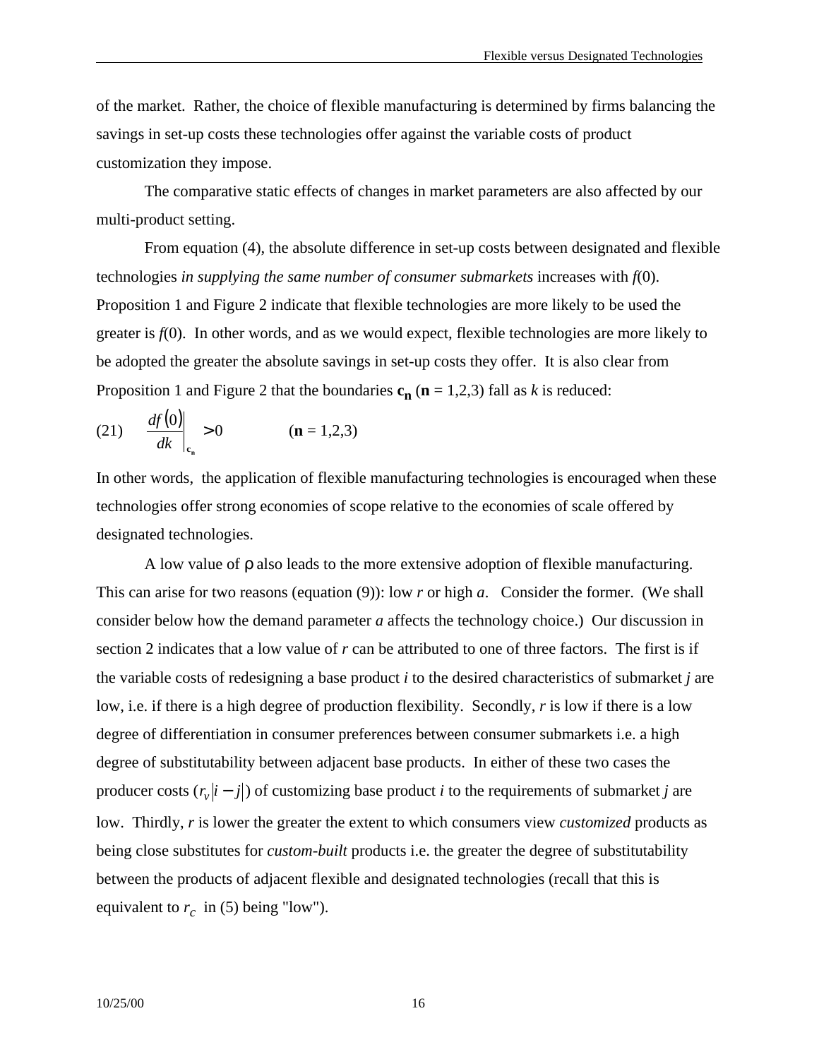of the market. Rather, the choice of flexible manufacturing is determined by firms balancing the savings in set-up costs these technologies offer against the variable costs of product customization they impose.

The comparative static effects of changes in market parameters are also affected by our multi-product setting.

From equation (4), the absolute difference in set-up costs between designated and flexible technologies *in supplying the same number of consumer submarkets* increases with *f*(0). Proposition 1 and Figure 2 indicate that flexible technologies are more likely to be used the greater is *f*(0). In other words, and as we would expect, flexible technologies are more likely to be adopted the greater the absolute savings in set-up costs they offer. It is also clear from Proposition 1 and Figure 2 that the boundaries $\mathbf{c_n}$ ($\mathbf{n}$ = 1,2,3) fall as *k* is reduced:

$$\text{(21)} \qquad \left.\frac{df(0)}{dk}\right|_{\mathbf{c_n}} > 0 \qquad\qquad (\mathbf{n} = 1,2,3)$$

In other words, the application of flexible manufacturing technologies is encouraged when these technologies offer strong economies of scope relative to the economies of scale offered by designated technologies.

A low value of $\rho$ also leads to the more extensive adoption of flexible manufacturing. This can arise for two reasons (equation (9)): low *r* or high *a*. Consider the former. (We shall consider below how the demand parameter *a* affects the technology choice.) Our discussion in section 2 indicates that a low value of *r* can be attributed to one of three factors. The first is if the variable costs of redesigning a base product *i* to the desired characteristics of submarket *j* are low, i.e. if there is a high degree of production flexibility. Secondly, *r* is low if there is a low degree of differentiation in consumer preferences between consumer submarkets i.e. a high degree of substitutability between adjacent base products. In either of these two cases the producer costs ($r_v|i-j|$) of customizing base product *i* to the requirements of submarket *j* are low. Thirdly, *r* is lower the greater the extent to which consumers view *customized* products as being close substitutes for *custom-built* products i.e. the greater the degree of substitutability between the products of adjacent flexible and designated technologies (recall that this is equivalent to $r_c$ in (5) being "low").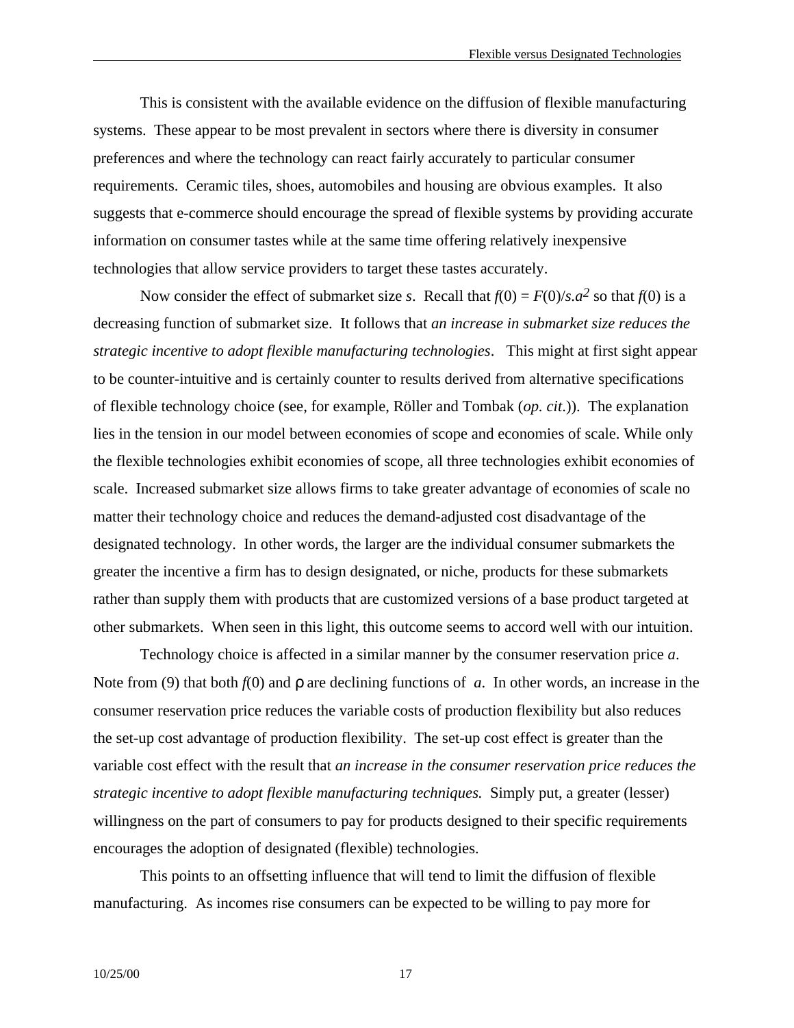This is consistent with the available evidence on the diffusion of flexible manufacturing systems. These appear to be most prevalent in sectors where there is diversity in consumer preferences and where the technology can react fairly accurately to particular consumer requirements. Ceramic tiles, shoes, automobiles and housing are obvious examples. It also suggests that e-commerce should encourage the spread of flexible systems by providing accurate information on consumer tastes while at the same time offering relatively inexpensive technologies that allow service providers to target these tastes accurately.

Now consider the effect of submarket size $s$. Recall that $f(0) = F(0)/s.a^2$ so that $f(0)$ is a decreasing function of submarket size. It follows that *an increase in submarket size reduces the strategic incentive to adopt flexible manufacturing technologies*. This might at first sight appear to be counter-intuitive and is certainly counter to results derived from alternative specifications of flexible technology choice (see, for example, Röller and Tombak (*op. cit*.)). The explanation lies in the tension in our model between economies of scope and economies of scale. While only the flexible technologies exhibit economies of scope, all three technologies exhibit economies of scale. Increased submarket size allows firms to take greater advantage of economies of scale no matter their technology choice and reduces the demand-adjusted cost disadvantage of the designated technology. In other words, the larger are the individual consumer submarkets the greater the incentive a firm has to design designated, or niche, products for these submarkets rather than supply them with products that are customized versions of a base product targeted at other submarkets. When seen in this light, this outcome seems to accord well with our intuition.

Technology choice is affected in a similar manner by the consumer reservation price $a$. Note from (9) that both $f(0)$ and $\rho$ are declining functions of $a$. In other words, an increase in the consumer reservation price reduces the variable costs of production flexibility but also reduces the set-up cost advantage of production flexibility. The set-up cost effect is greater than the variable cost effect with the result that *an increase in the consumer reservation price reduces the strategic incentive to adopt flexible manufacturing techniques.* Simply put, a greater (lesser) willingness on the part of consumers to pay for products designed to their specific requirements encourages the adoption of designated (flexible) technologies.

This points to an offsetting influence that will tend to limit the diffusion of flexible manufacturing. As incomes rise consumers can be expected to be willing to pay more for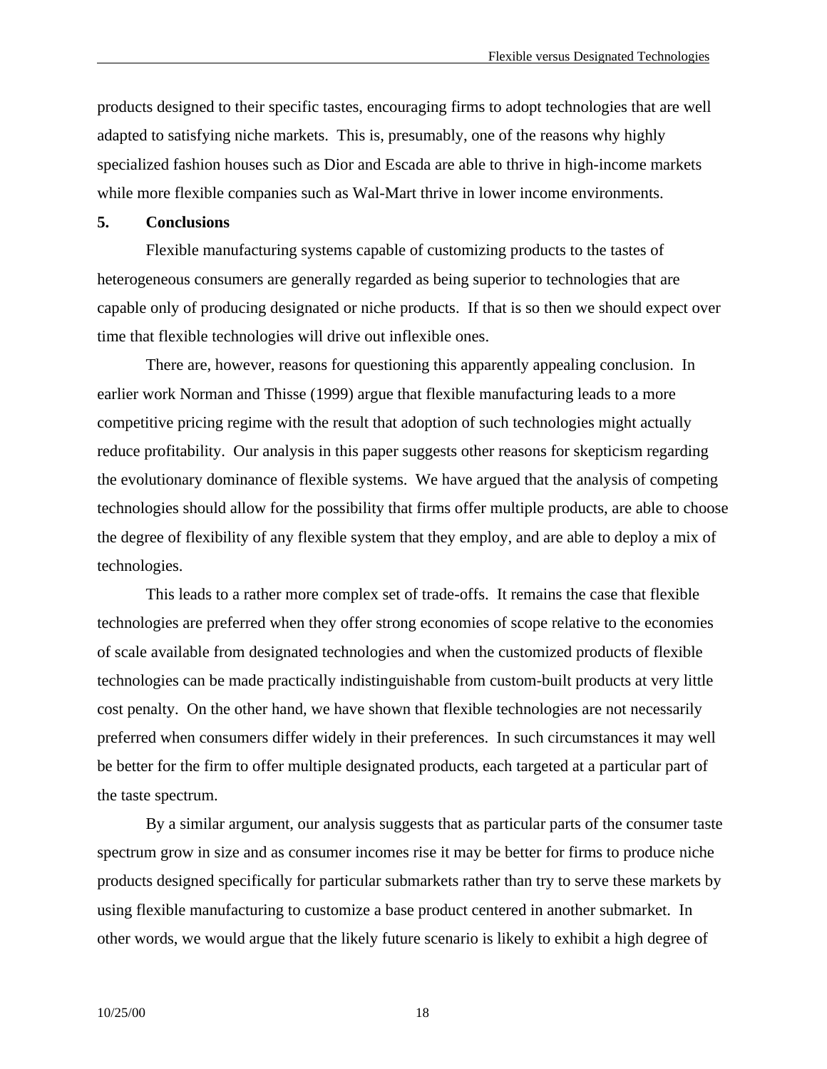products designed to their specific tastes, encouraging firms to adopt technologies that are well adapted to satisfying niche markets. This is, presumably, one of the reasons why highly specialized fashion houses such as Dior and Escada are able to thrive in high-income markets while more flexible companies such as Wal-Mart thrive in lower income environments.

## 5. Conclusions

Flexible manufacturing systems capable of customizing products to the tastes of heterogeneous consumers are generally regarded as being superior to technologies that are capable only of producing designated or niche products. If that is so then we should expect over time that flexible technologies will drive out inflexible ones.

There are, however, reasons for questioning this apparently appealing conclusion. In earlier work Norman and Thisse (1999) argue that flexible manufacturing leads to a more competitive pricing regime with the result that adoption of such technologies might actually reduce profitability. Our analysis in this paper suggests other reasons for skepticism regarding the evolutionary dominance of flexible systems. We have argued that the analysis of competing technologies should allow for the possibility that firms offer multiple products, are able to choose the degree of flexibility of any flexible system that they employ, and are able to deploy a mix of technologies.

This leads to a rather more complex set of trade-offs. It remains the case that flexible technologies are preferred when they offer strong economies of scope relative to the economies of scale available from designated technologies and when the customized products of flexible technologies can be made practically indistinguishable from custom-built products at very little cost penalty. On the other hand, we have shown that flexible technologies are not necessarily preferred when consumers differ widely in their preferences. In such circumstances it may well be better for the firm to offer multiple designated products, each targeted at a particular part of the taste spectrum.

By a similar argument, our analysis suggests that as particular parts of the consumer taste spectrum grow in size and as consumer incomes rise it may be better for firms to produce niche products designed specifically for particular submarkets rather than try to serve these markets by using flexible manufacturing to customize a base product centered in another submarket. In other words, we would argue that the likely future scenario is likely to exhibit a high degree of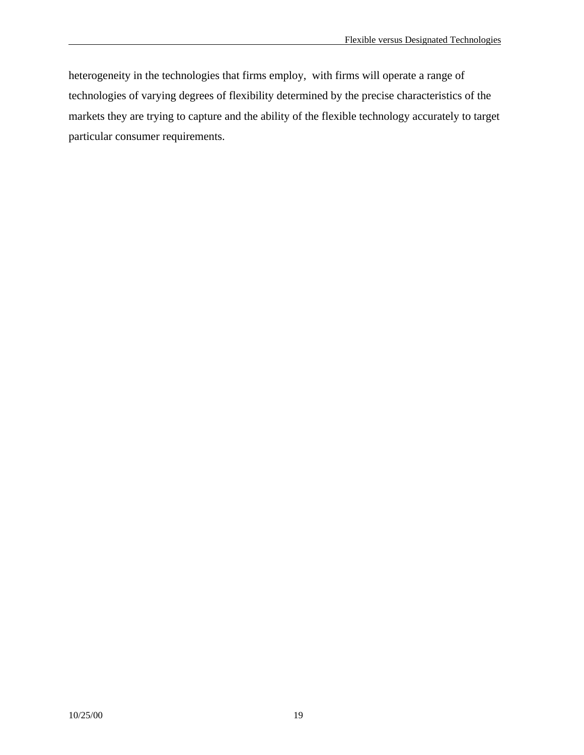heterogeneity in the technologies that firms employ,  with firms will operate a range of technologies of varying degrees of flexibility determined by the precise characteristics of the markets they are trying to capture and the ability of the flexible technology accurately to target particular consumer requirements.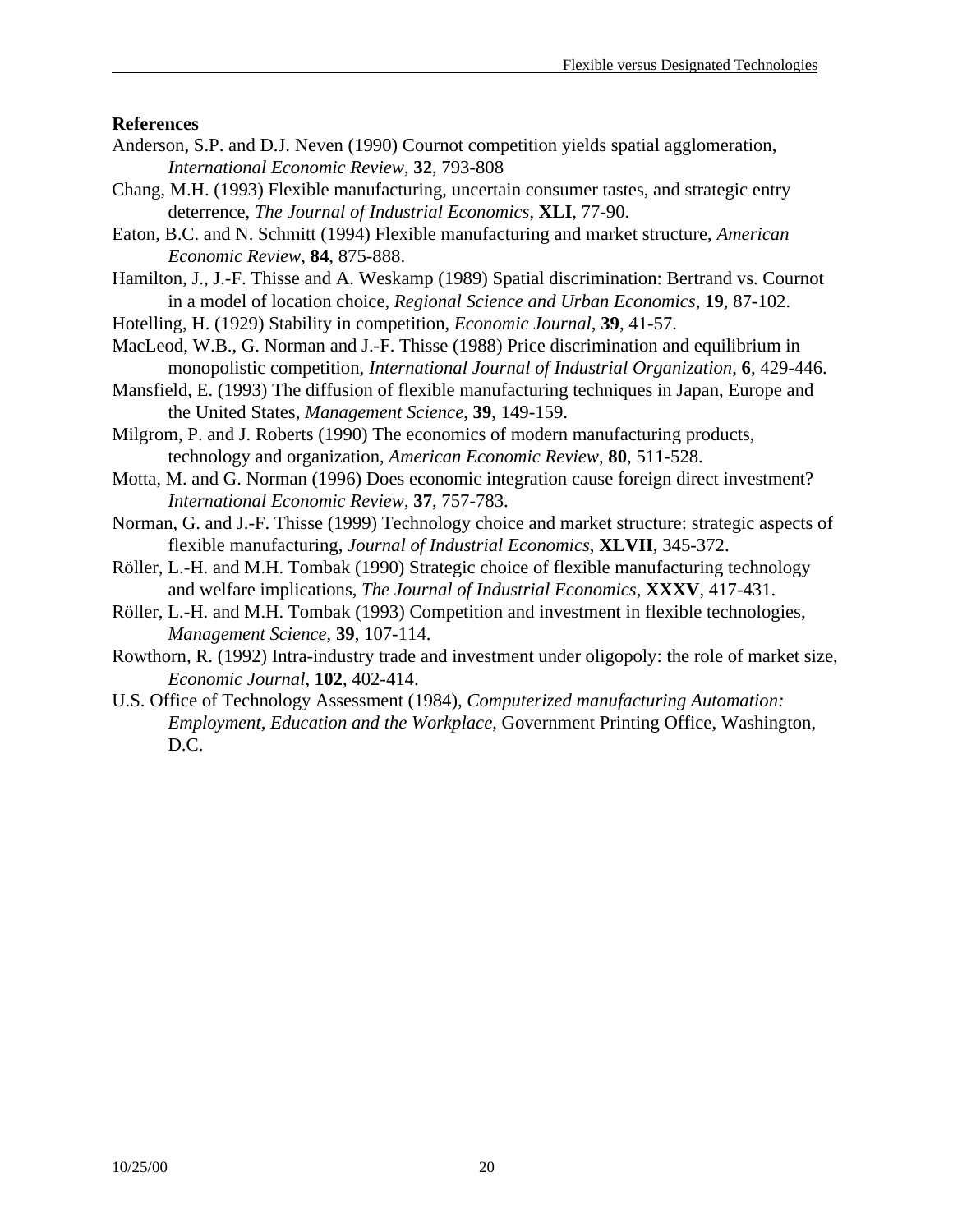**References**

Anderson, S.P. and D.J. Neven (1990) Cournot competition yields spatial agglomeration, *International Economic Review*, **32**, 793-808

Chang, M.H. (1993) Flexible manufacturing, uncertain consumer tastes, and strategic entry deterrence, *The Journal of Industrial Economics*, **XLI**, 77-90.

Eaton, B.C. and N. Schmitt (1994) Flexible manufacturing and market structure, *American Economic Review*, **84**, 875-888.

Hamilton, J., J.-F. Thisse and A. Weskamp (1989) Spatial discrimination: Bertrand vs. Cournot in a model of location choice, *Regional Science and Urban Economics*, **19**, 87-102.

Hotelling, H. (1929) Stability in competition, *Economic Journal*, **39**, 41-57.

MacLeod, W.B., G. Norman and J.-F. Thisse (1988) Price discrimination and equilibrium in monopolistic competition, *International Journal of Industrial Organization*, **6**, 429-446.

Mansfield, E. (1993) The diffusion of flexible manufacturing techniques in Japan, Europe and the United States, *Management Science*, **39**, 149-159.

Milgrom, P. and J. Roberts (1990) The economics of modern manufacturing products, technology and organization, *American Economic Review*, **80**, 511-528.

Motta, M. and G. Norman (1996) Does economic integration cause foreign direct investment? *International Economic Review*, **37**, 757-783.

Norman, G. and J.-F. Thisse (1999) Technology choice and market structure: strategic aspects of flexible manufacturing, *Journal of Industrial Economics*, **XLVII**, 345-372.

Röller, L.-H. and M.H. Tombak (1990) Strategic choice of flexible manufacturing technology and welfare implications, *The Journal of Industrial Economics*, **XXXV**, 417-431.

Röller, L.-H. and M.H. Tombak (1993) Competition and investment in flexible technologies, *Management Science*, **39**, 107-114.

Rowthorn, R. (1992) Intra-industry trade and investment under oligopoly: the role of market size, *Economic Journal*, **102**, 402-414.

U.S. Office of Technology Assessment (1984), *Computerized manufacturing Automation: Employment, Education and the Workplace*, Government Printing Office, Washington, D.C.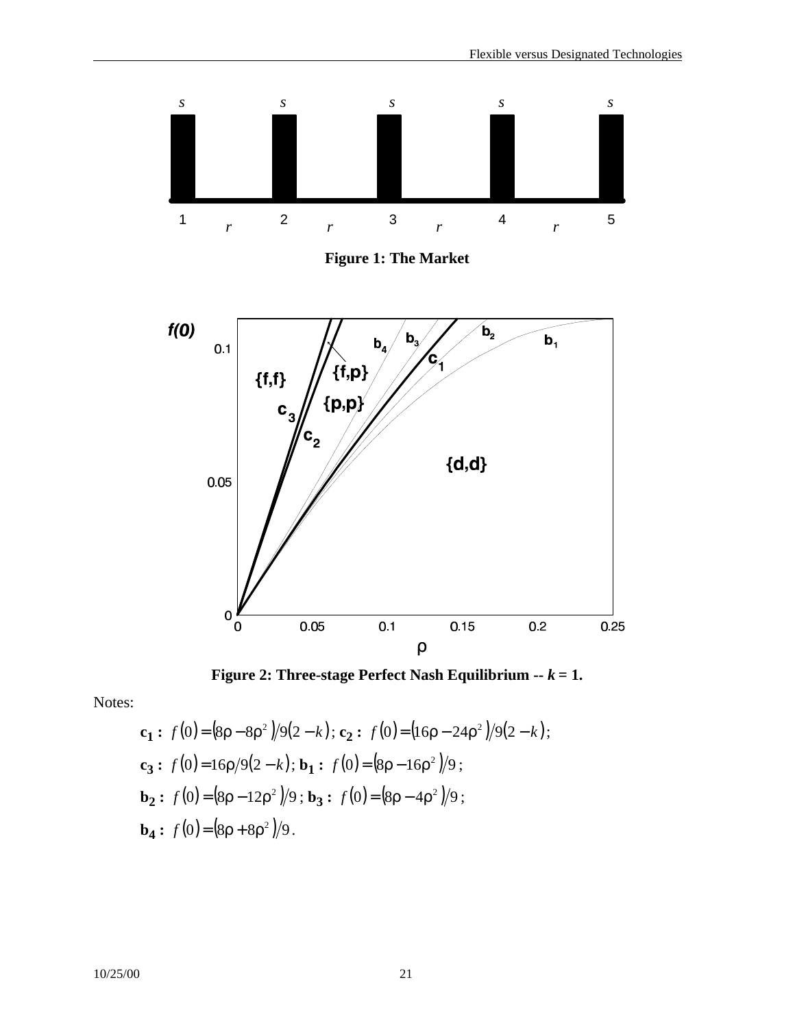**Figure 1: The Market**

**Figure 2: Three-stage Perfect Nash Equilibrium -- $k$ = 1.**

Notes:

**c$_1$ :** $f(0) = (8\rho - 8\rho^2)/9(2-k)$; **c$_2$ :** $f(0) = (16\rho - 24\rho^2)/9(2-k)$;

**c$_3$ :** $f(0) = 16\rho/9(2-k)$; **b$_1$ :** $f(0) = (8\rho - 16\rho^2)/9$;

**b$_2$ :** $f(0) = (8\rho - 12\rho^2)/9$; **b$_3$ :** $f(0) = (8\rho - 4\rho^2)/9$;

**b$_4$ :** $f(0) = (8\rho + 8\rho^2)/9$.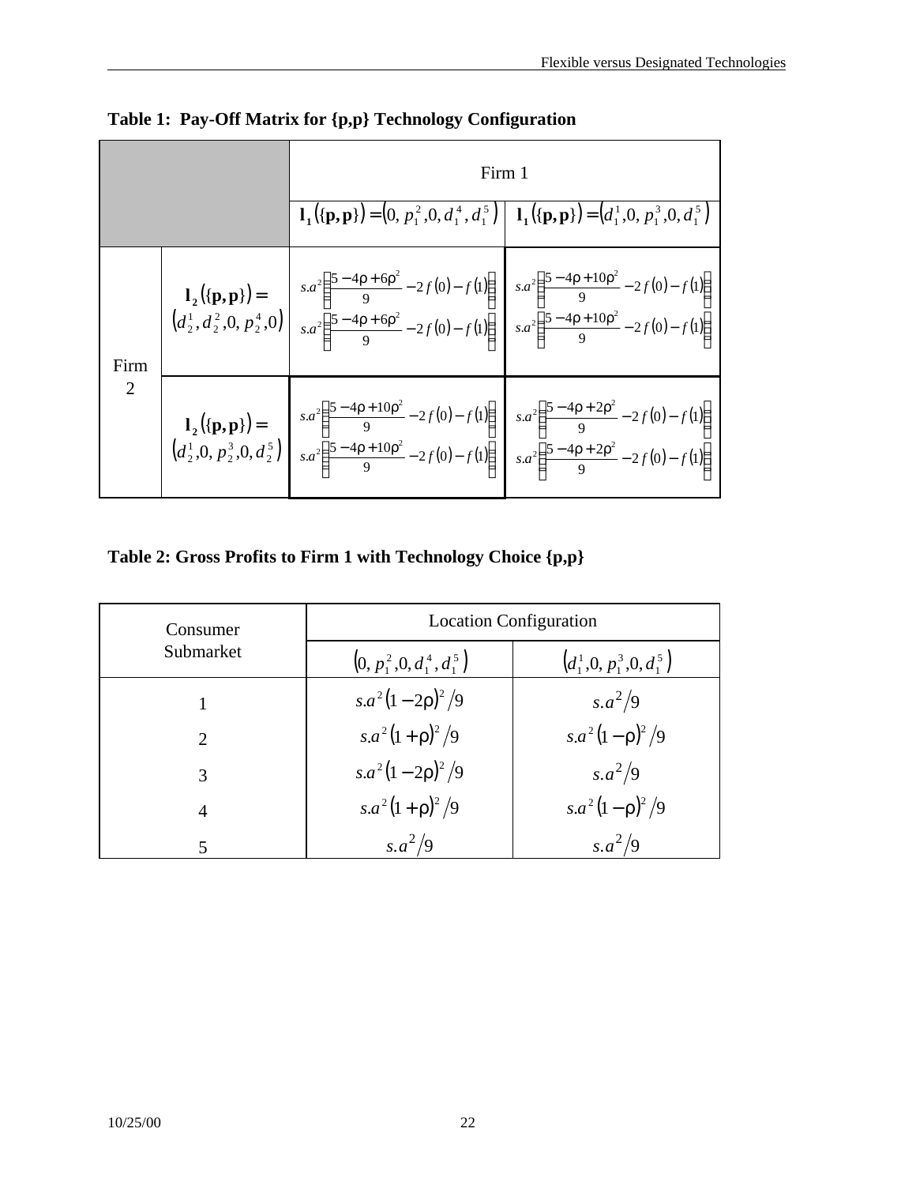**Table 1: Pay-Off Matrix for {p,p} Technology Configuration**

| | | Firm 1 | |
|---|---|---|---|
| | | $\mathbf{l_1}(\{\mathbf{p},\mathbf{p}\}) = (0, p_1^2, 0, d_1^4, d_1^5)$ | $\mathbf{l_1}(\{\mathbf{p},\mathbf{p}\}) = (d_1^1, 0, p_1^3, 0, d_1^5)$ |
| Firm 2 | $\mathbf{l_2}(\{\mathbf{p},\mathbf{p}\}) = (d_2^1, d_2^2, 0, p_2^4, 0)$ | $s.a^2\left(\frac{5-4\rho+6\rho^2}{9}-2f(0)-f(1)\right)$ <br> $s.a^2\left(\frac{5-4\rho+6\rho^2}{9}-2f(0)-f(1)\right)$ | $s.a^2\left(\frac{5-4\rho+10\rho^2}{9}-2f(0)-f(1)\right)$ <br> $s.a^2\left(\frac{5-4\rho+10\rho^2}{9}-2f(0)-f(1)\right)$ |
| | $\mathbf{l_2}(\{\mathbf{p},\mathbf{p}\}) = (d_2^1, 0, p_2^3, 0, d_2^5)$ | $s.a^2\left(\frac{5-4\rho+10\rho^2}{9}-2f(0)-f(1)\right)$ <br> $s.a^2\left(\frac{5-4\rho+10\rho^2}{9}-2f(0)-f(1)\right)$ | $s.a^2\left(\frac{5-4\rho+2\rho^2}{9}-2f(0)-f(1)\right)$ <br> $s.a^2\left(\frac{5-4\rho+2\rho^2}{9}-2f(0)-f(1)\right)$ |

**Table 2: Gross Profits to Firm 1 with Technology Choice {p,p}**

| Consumer Submarket | Location Configuration | |
|---|---|---|
| | $(0, p_1^2, 0, d_1^4, d_1^5)$ | $(d_1^1, 0, p_1^3, 0, d_1^5)$ |
| 1 | $s.a^2(1-2\rho)^2/9$ | $s.a^2/9$ |
| 2 | $s.a^2(1+\rho)^2/9$ | $s.a^2(1-\rho)^2/9$ |
| 3 | $s.a^2(1-2\rho)^2/9$ | $s.a^2/9$ |
| 4 | $s.a^2(1+\rho)^2/9$ | $s.a^2(1-\rho)^2/9$ |
| 5 | $s.a^2/9$ | $s.a^2/9$ |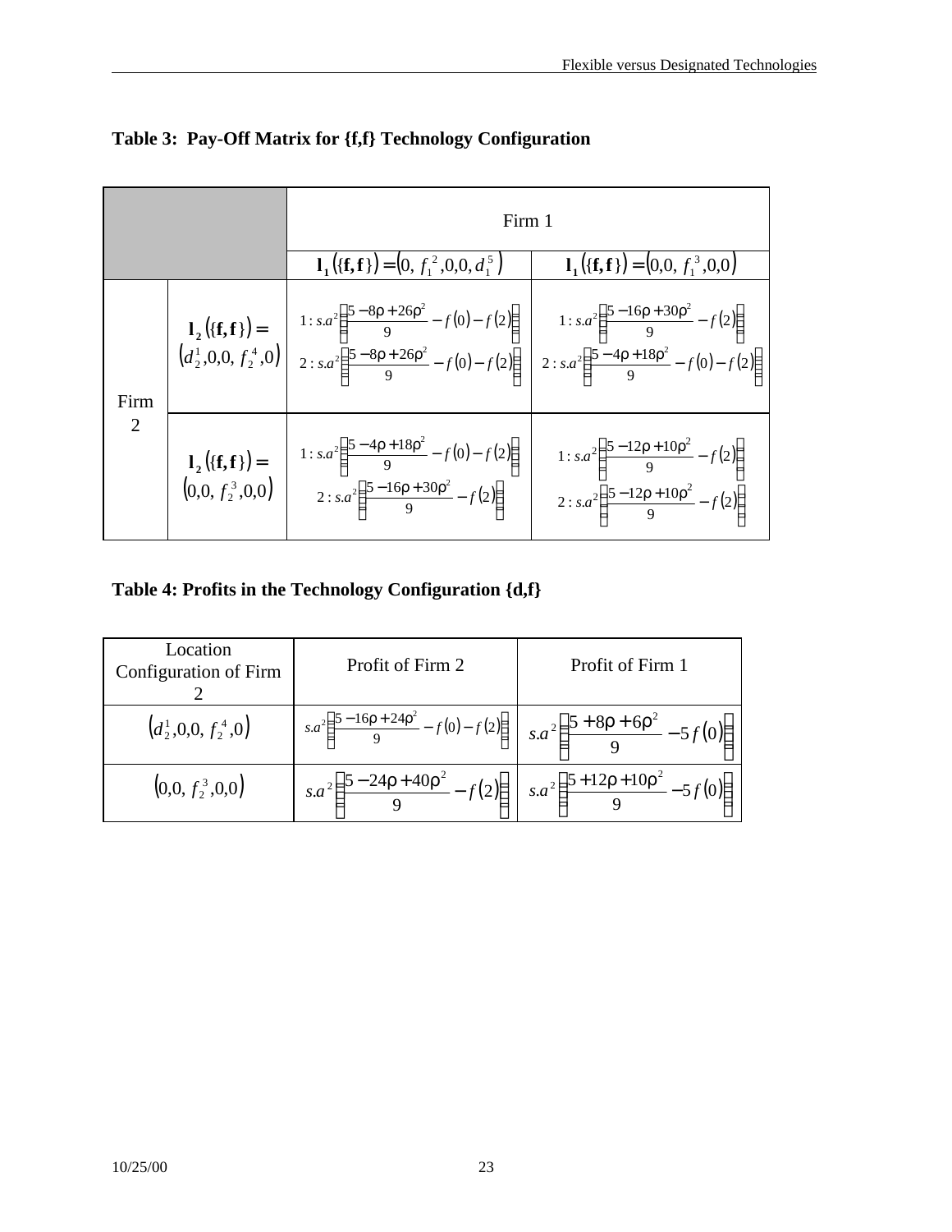**Table 3: Pay-Off Matrix for {f,f} Technology Configuration**

| | | Firm 1 | |
|---|---|---|---|
| | | $\mathbf{l_1}(\{\mathbf{f,f}\}) = (0, f_1^2, 0, 0, d_1^5)$ | $\mathbf{l_1}(\{\mathbf{f,f}\}) = (0, 0, f_1^3, 0, 0)$ |
| Firm 2 | $\mathbf{l_2}(\{\mathbf{f,f}\}) = (d_2^1, 0, 0, f_2^4, 0)$ | $1: s.a^2\left(\frac{5-8\rho+26\rho^2}{9} - f(0) - f(2)\right)$ <br> $2: s.a^2\left(\frac{5-8\rho+26\rho^2}{9} - f(0) - f(2)\right)$ | $1: s.a^2\left(\frac{5-16\rho+30\rho^2}{9} - f(2)\right)$ <br> $2: s.a^2\left(\frac{5-4\rho+18\rho^2}{9} - f(0) - f(2)\right)$ |
| | $\mathbf{l_2}(\{\mathbf{f,f}\}) = (0, 0, f_2^3, 0, 0)$ | $1: s.a^2\left(\frac{5-4\rho+18\rho^2}{9} - f(0) - f(2)\right)$ <br> $2: s.a^2\left(\frac{5-16\rho+30\rho^2}{9} - f(2)\right)$ | $1: s.a^2\left(\frac{5-12\rho+10\rho^2}{9} - f(2)\right)$ <br> $2: s.a^2\left(\frac{5-12\rho+10\rho^2}{9} - f(2)\right)$ |

**Table 4: Profits in the Technology Configuration {d,f}**

| Location Configuration of Firm 2 | Profit of Firm 2 | Profit of Firm 1 |
|---|---|---|
| $(d_2^1, 0, 0, f_2^4, 0)$ | $s.a^2\left(\frac{5-16\rho+24\rho^2}{9} - f(0) - f(2)\right)$ | $s.a^2\left(\frac{5+8\rho+6\rho^2}{9} - 5f(0)\right)$ |
| $(0, 0, f_2^3, 0, 0)$ | $s.a^2\left(\frac{5-24\rho+40\rho^2}{9} - f(2)\right)$ | $s.a^2\left(\frac{5+12\rho+10\rho^2}{9} - 5f(0)\right)$ |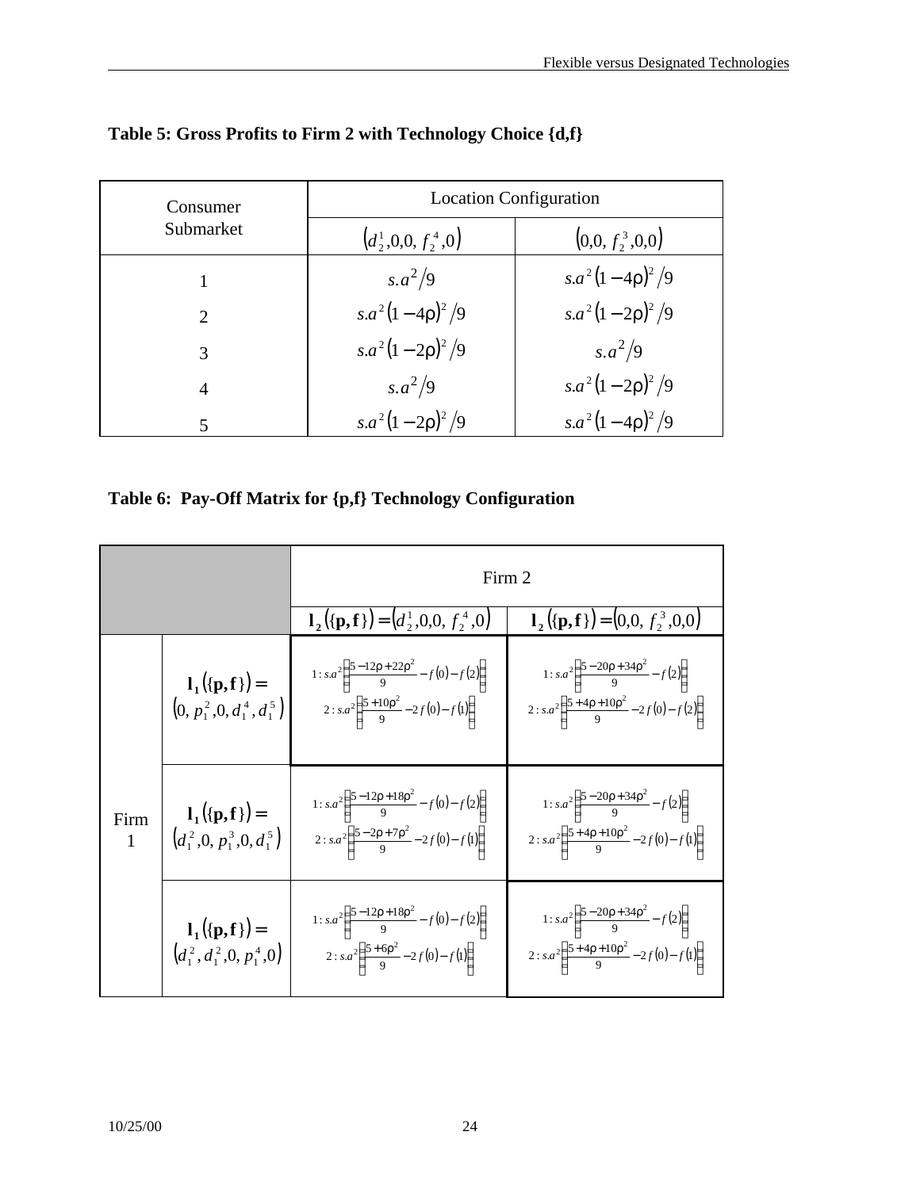**Table 5: Gross Profits to Firm 2 with Technology Choice {d,f}**

| Consumer Submarket | Location Configuration | |
|---|---|---|
| | $\left(d_2^1, 0, 0, f_2^4, 0\right)$ | $\left(0, 0, f_2^3, 0, 0\right)$ |
| 1 | $s.a^2/9$ | $s.a^2(1-4\rho)^2/9$ |
| 2 | $s.a^2(1-4\rho)^2/9$ | $s.a^2(1-2\rho)^2/9$ |
| 3 | $s.a^2(1-2\rho)^2/9$ | $s.a^2/9$ |
| 4 | $s.a^2/9$ | $s.a^2(1-2\rho)^2/9$ |
| 5 | $s.a^2(1-2\rho)^2/9$ | $s.a^2(1-4\rho)^2/9$ |

**Table 6: Pay-Off Matrix for {p,f} Technology Configuration**

| | | Firm 2 | |
|---|---|---|---|
| | | $\mathbf{l}_2(\{\mathbf{p},\mathbf{f}\}) = \left(d_2^1, 0, 0, f_2^4, 0\right)$ | $\mathbf{l}_2(\{\mathbf{p},\mathbf{f}\}) = \left(0, 0, f_2^3, 0, 0\right)$ |
| Firm 1 | $\mathbf{l}_1(\{\mathbf{p},\mathbf{f}\}) = \left(0, p_1^2, 0, d_1^4, d_1^5\right)$ | $1: s.a^2\left[\frac{5-12\rho+22\rho^2}{9} - f(0) - f(2)\right]$ <br> $2: s.a^2\left[\frac{5+10\rho^2}{9} - 2f(0) - f(1)\right]$ | $1: s.a^2\left[\frac{5-20\rho+34\rho^2}{9} - f(2)\right]$ <br> $2: s.a^2\left[\frac{5+4\rho+10\rho^2}{9} - 2f(0) - f(2)\right]$ |
| | $\mathbf{l}_1(\{\mathbf{p},\mathbf{f}\}) = \left(d_1^2, 0, p_1^3, 0, d_1^5\right)$ | $1: s.a^2\left[\frac{5-12\rho+18\rho^2}{9} - f(0) - f(2)\right]$ <br> $2: s.a^2\left[\frac{5-2\rho+7\rho^2}{9} - 2f(0) - f(1)\right]$ | $1: s.a^2\left[\frac{5-20\rho+34\rho^2}{9} - f(2)\right]$ <br> $2: s.a^2\left[\frac{5+4\rho+10\rho^2}{9} - 2f(0) - f(1)\right]$ |
| | $\mathbf{l}_1(\{\mathbf{p},\mathbf{f}\}) = \left(d_1^2, d_1^2, 0, p_1^4, 0\right)$ | $1: s.a^2\left[\frac{5-12\rho+18\rho^2}{9} - f(0) - f(2)\right]$ <br> $2: s.a^2\left[\frac{5+6\rho^2}{9} - 2f(0) - f(1)\right]$ | $1: s.a^2\left[\frac{5-20\rho+34\rho^2}{9} - f(2)\right]$ <br> $2: s.a^2\left[\frac{5+4\rho+10\rho^2}{9} - 2f(0) - f(1)\right]$ |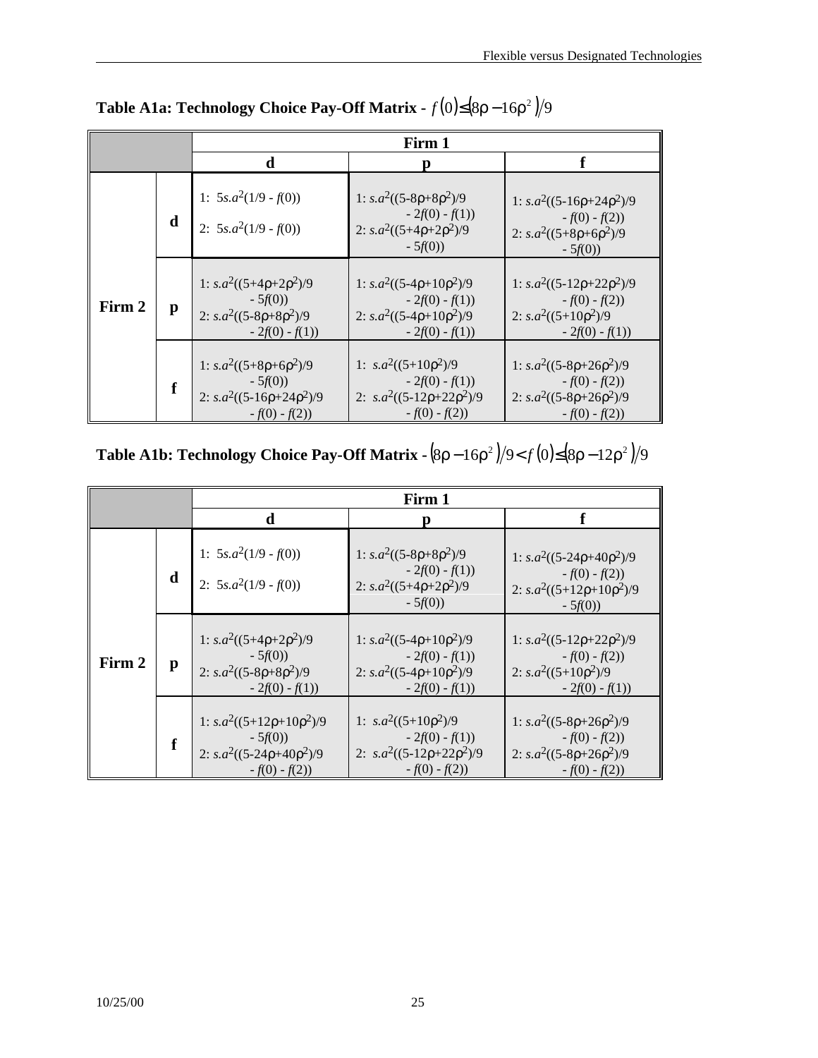**Table A1a: Technology Choice Pay-Off Matrix - $f(0) \leq (8\rho - 16\rho^2)/9$**

| | | Firm 1 | | |
|---|---|---|---|---|
| | | **d** | **p** | **f** |
| **Firm 2** | **d** | 1: $5s.a^2(1/9 - f(0))$ <br> 2: $5s.a^2(1/9 - f(0))$ | 1: $s.a^2((5-8\rho+8\rho^2)/9 - 2f(0) - f(1))$ <br> 2: $s.a^2((5+4\rho+2\rho^2)/9 - 5f(0))$ | 1: $s.a^2((5-16\rho+24\rho^2)/9 - f(0) - f(2))$ <br> 2: $s.a^2((5+8\rho+6\rho^2)/9 - 5f(0))$ |
| | **p** | 1: $s.a^2((5+4\rho+2\rho^2)/9 - 5f(0))$ <br> 2: $s.a^2((5-8\rho+8\rho^2)/9 - 2f(0) - f(1))$ | 1: $s.a^2((5-4\rho+10\rho^2)/9 - 2f(0) - f(1))$ <br> 2: $s.a^2((5-4\rho+10\rho^2)/9 - 2f(0) - f(1))$ | 1: $s.a^2((5-12\rho+22\rho^2)/9 - f(0) - f(2))$ <br> 2: $s.a^2((5+10\rho^2)/9 - 2f(0) - f(1))$ |
| | **f** | 1: $s.a^2((5+8\rho+6\rho^2)/9 - 5f(0))$ <br> 2: $s.a^2((5-16\rho+24\rho^2)/9 - f(0) - f(2))$ | 1: $s.a^2((5+10\rho^2)/9 - 2f(0) - f(1))$ <br> 2: $s.a^2((5-12\rho+22\rho^2)/9 - f(0) - f(2))$ | 1: $s.a^2((5-8\rho+26\rho^2)/9 - f(0) - f(2))$ <br> 2: $s.a^2((5-8\rho+26\rho^2)/9 - f(0) - f(2))$ |

**Table A1b: Technology Choice Pay-Off Matrix - $(8\rho - 16\rho^2)/9 < f(0) \leq (8\rho - 12\rho^2)/9$**

| | | Firm 1 | | |
|---|---|---|---|---|
| | | **d** | **p** | **f** |
| **Firm 2** | **d** | 1: $5s.a^2(1/9 - f(0))$ <br> 2: $5s.a^2(1/9 - f(0))$ | 1: $s.a^2((5-8\rho+8\rho^2)/9 - 2f(0) - f(1))$ <br> 2: $s.a^2((5+4\rho+2\rho^2)/9 - 5f(0))$ | 1: $s.a^2((5-24\rho+40\rho^2)/9 - f(0) - f(2))$ <br> 2: $s.a^2((5+12\rho+10\rho^2)/9 - 5f(0))$ |
| | **p** | 1: $s.a^2((5+4\rho+2\rho^2)/9 - 5f(0))$ <br> 2: $s.a^2((5-8\rho+8\rho^2)/9 - 2f(0) - f(1))$ | 1: $s.a^2((5-4\rho+10\rho^2)/9 - 2f(0) - f(1))$ <br> 2: $s.a^2((5-4\rho+10\rho^2)/9 - 2f(0) - f(1))$ | 1: $s.a^2((5-12\rho+22\rho^2)/9 - f(0) - f(2))$ <br> 2: $s.a^2((5+10\rho^2)/9 - 2f(0) - f(1))$ |
| | **f** | 1: $s.a^2((5+12\rho+10\rho^2)/9 - 5f(0))$ <br> 2: $s.a^2((5-24\rho+40\rho^2)/9 - f(0) - f(2))$ | 1: $s.a^2((5+10\rho^2)/9 - 2f(0) - f(1))$ <br> 2: $s.a^2((5-12\rho+22\rho^2)/9 - f(0) - f(2))$ | 1: $s.a^2((5-8\rho+26\rho^2)/9 - f(0) - f(2))$ <br> 2: $s.a^2((5-8\rho+26\rho^2)/9 - f(0) - f(2))$ |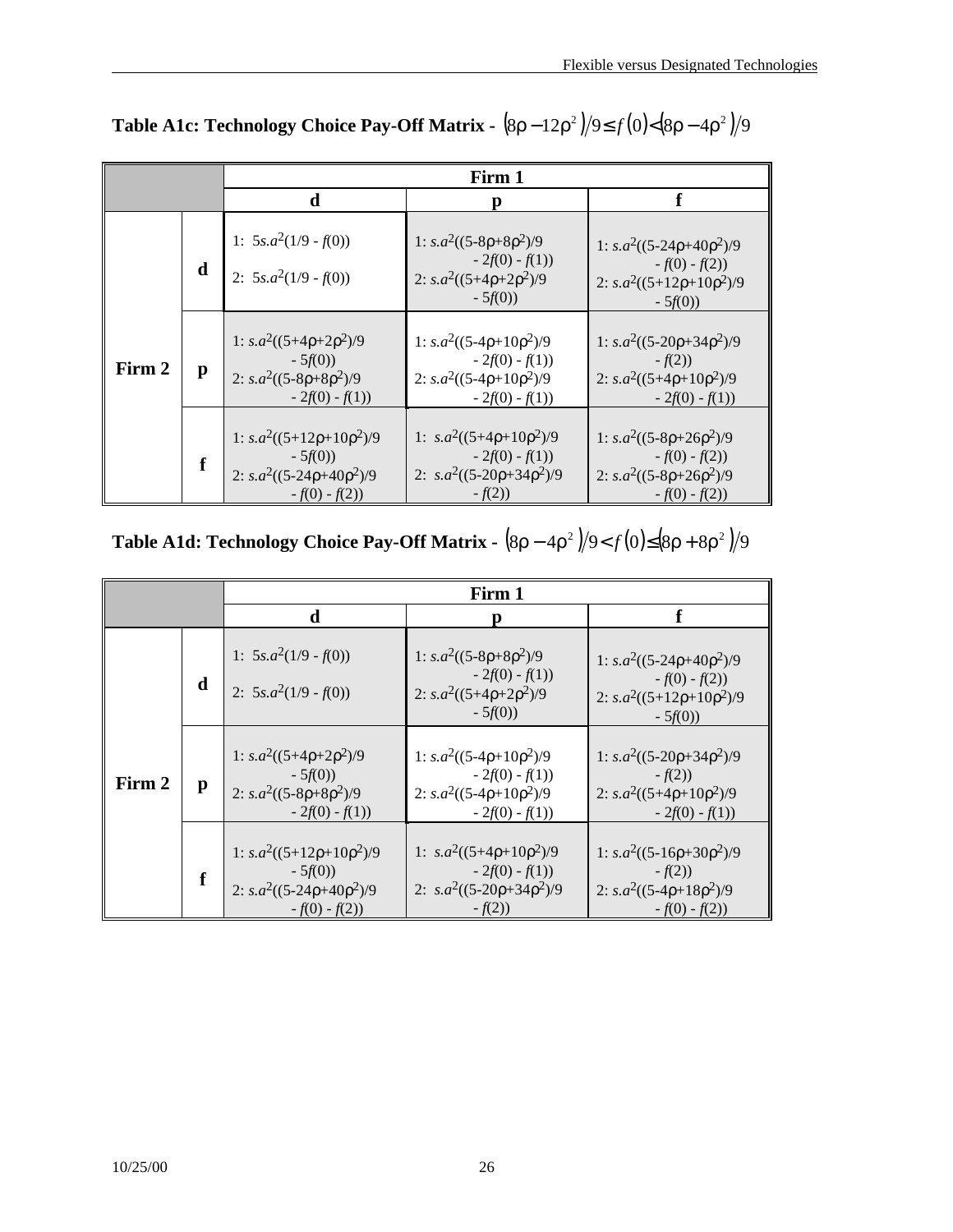**Table A1c: Technology Choice Pay-Off Matrix - $(8\rho - 12\rho^2)/9 \leq f(0) < (8\rho - 4\rho^2)/9$**

| | | Firm 1 | | |
|---|---|---|---|---|
| | | **d** | **p** | **f** |
| **Firm 2** | **d** | 1: $5s.a^2(1/9 - f(0))$ <br> 2: $5s.a^2(1/9 - f(0))$ | 1: $s.a^2((5-8\rho+8\rho^2)/9 - 2f(0) - f(1))$ <br> 2: $s.a^2((5+4\rho+2\rho^2)/9 - 5f(0))$ | 1: $s.a^2((5-24\rho+40\rho^2)/9 - f(0) - f(2))$ <br> 2: $s.a^2((5+12\rho+10\rho^2)/9 - 5f(0))$ |
| | **p** | 1: $s.a^2((5+4\rho+2\rho^2)/9 - 5f(0))$ <br> 2: $s.a^2((5-8\rho+8\rho^2)/9 - 2f(0) - f(1))$ | 1: $s.a^2((5-4\rho+10\rho^2)/9 - 2f(0) - f(1))$ <br> 2: $s.a^2((5-4\rho+10\rho^2)/9 - 2f(0) - f(1))$ | 1: $s.a^2((5-20\rho+34\rho^2)/9 - f(2))$ <br> 2: $s.a^2((5+4\rho+10\rho^2)/9 - 2f(0) - f(1))$ |
| | **f** | 1: $s.a^2((5+12\rho+10\rho^2)/9 - 5f(0))$ <br> 2: $s.a^2((5-24\rho+40\rho^2)/9 - f(0) - f(2))$ | 1: $s.a^2((5+4\rho+10\rho^2)/9 - 2f(0) - f(1))$ <br> 2: $s.a^2((5-20\rho+34\rho^2)/9 - f(2))$ | 1: $s.a^2((5-8\rho+26\rho^2)/9 - f(0) - f(2))$ <br> 2: $s.a^2((5-8\rho+26\rho^2)/9 - f(0) - f(2))$ |

**Table A1d: Technology Choice Pay-Off Matrix - $(8\rho - 4\rho^2)/9 < f(0) \leq (8\rho + 8\rho^2)/9$**

| | | Firm 1 | | |
|---|---|---|---|---|
| | | **d** | **p** | **f** |
| **Firm 2** | **d** | 1: $5s.a^2(1/9 - f(0))$ <br> 2: $5s.a^2(1/9 - f(0))$ | 1: $s.a^2((5-8\rho+8\rho^2)/9 - 2f(0) - f(1))$ <br> 2: $s.a^2((5+4\rho+2\rho^2)/9 - 5f(0))$ | 1: $s.a^2((5-24\rho+40\rho^2)/9 - f(0) - f(2))$ <br> 2: $s.a^2((5+12\rho+10\rho^2)/9 - 5f(0))$ |
| | **p** | 1: $s.a^2((5+4\rho+2\rho^2)/9 - 5f(0))$ <br> 2: $s.a^2((5-8\rho+8\rho^2)/9 - 2f(0) - f(1))$ | 1: $s.a^2((5-4\rho+10\rho^2)/9 - 2f(0) - f(1))$ <br> 2: $s.a^2((5-4\rho+10\rho^2)/9 - 2f(0) - f(1))$ | 1: $s.a^2((5-20\rho+34\rho^2)/9 - f(2))$ <br> 2: $s.a^2((5+4\rho+10\rho^2)/9 - 2f(0) - f(1))$ |
| | **f** | 1: $s.a^2((5+12\rho+10\rho^2)/9 - 5f(0))$ <br> 2: $s.a^2((5-24\rho+40\rho^2)/9 - f(0) - f(2))$ | 1: $s.a^2((5+4\rho+10\rho^2)/9 - 2f(0) - f(1))$ <br> 2: $s.a^2((5-20\rho+34\rho^2)/9 - f(2))$ | 1: $s.a^2((5-16\rho+30\rho^2)/9 - f(2))$ <br> 2: $s.a^2((5-4\rho+18\rho^2)/9 - f(0) - f(2))$ |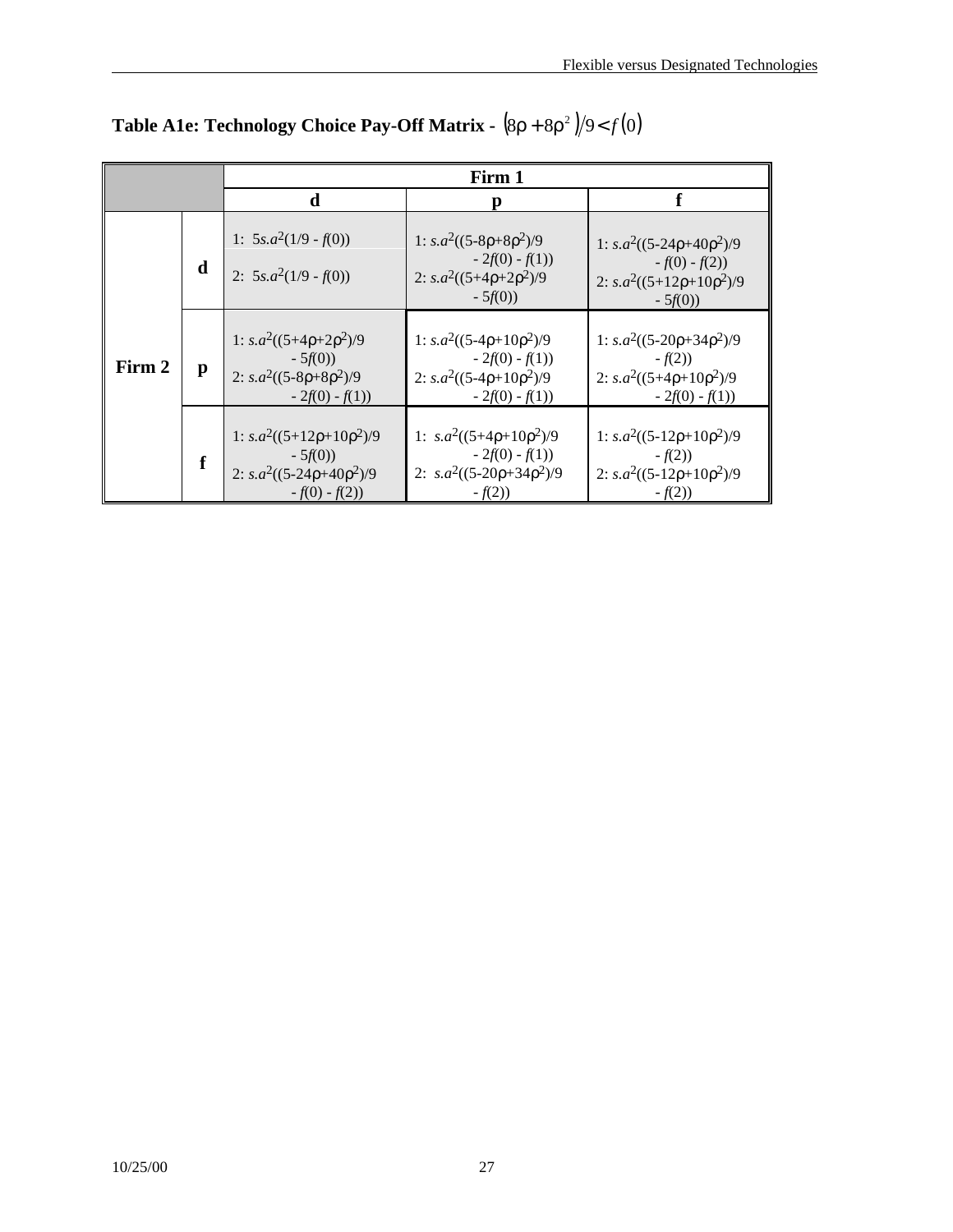**Table A1e: Technology Choice Pay-Off Matrix - $(8\rho + 8\rho^2)/9 < f(0)$**

| | | Firm 1 | | |
|---|---|---|---|---|
| | | **d** | **p** | **f** |
| **Firm 2** | **d** | 1: $5s.a^2(1/9 - f(0))$<br>2: $5s.a^2(1/9 - f(0))$ | 1: $s.a^2((5-8\rho+8\rho^2)/9 - 2f(0) - f(1))$<br>2: $s.a^2((5+4\rho+2\rho^2)/9 - 5f(0))$ | 1: $s.a^2((5-24\rho+40\rho^2)/9 - f(0) - f(2))$<br>2: $s.a^2((5+12\rho+10\rho^2)/9 - 5f(0))$ |
| | **p** | 1: $s.a^2((5+4\rho+2\rho^2)/9 - 5f(0))$<br>2: $s.a^2((5-8\rho+8\rho^2)/9 - 2f(0) - f(1))$ | 1: $s.a^2((5-4\rho+10\rho^2)/9 - 2f(0) - f(1))$<br>2: $s.a^2((5-4\rho+10\rho^2)/9 - 2f(0) - f(1))$ | 1: $s.a^2((5-20\rho+34\rho^2)/9 - f(2))$<br>2: $s.a^2((5+4\rho+10\rho^2)/9 - 2f(0) - f(1))$ |
| | **f** | 1: $s.a^2((5+12\rho+10\rho^2)/9 - 5f(0))$<br>2: $s.a^2((5-24\rho+40\rho^2)/9 - f(0) - f(2))$ | 1: $s.a^2((5+4\rho+10\rho^2)/9 - 2f(0) - f(1))$<br>2: $s.a^2((5-20\rho+34\rho^2)/9 - f(2))$ | 1: $s.a^2((5-12\rho+10\rho^2)/9 - f(2))$<br>2: $s.a^2((5-12\rho+10\rho^2)/9 - f(2))$ |